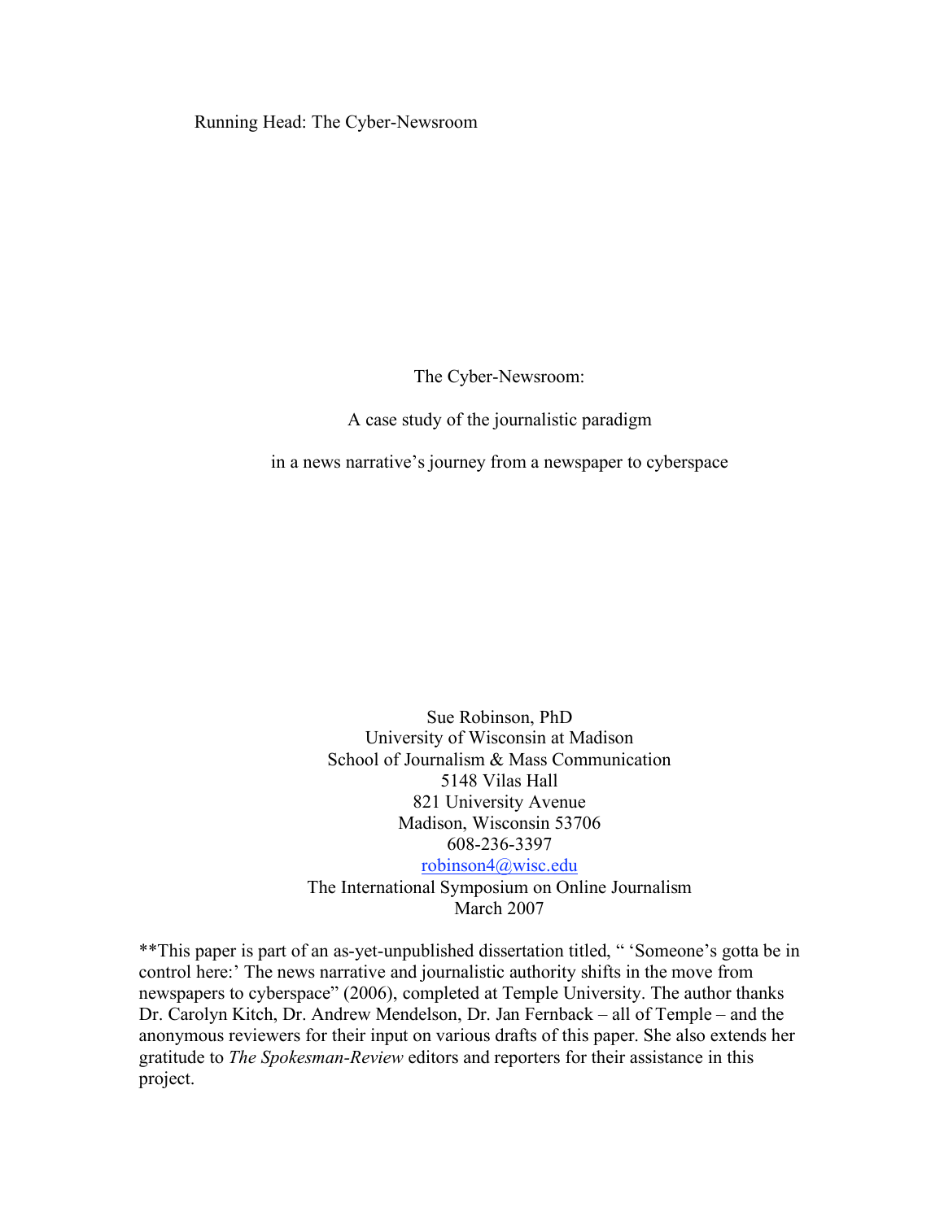Running Head: The Cyber-Newsroom

# The Cyber-Newsroom:

## A case study of the journalistic paradigm

## in a news narrative's journey from a newspaper to cyberspace

Sue Robinson, PhD
University of Wisconsin at Madison
School of Journalism & Mass Communication
5148 Vilas Hall
821 University Avenue
Madison, Wisconsin 53706
608-236-3397
robinson4@wisc.edu
The International Symposium on Online Journalism
March 2007

**This paper is part of an as-yet-unpublished dissertation titled, " 'Someone's gotta be in control here:' The news narrative and journalistic authority shifts in the move from newspapers to cyberspace" (2006), completed at Temple University. The author thanks Dr. Carolyn Kitch, Dr. Andrew Mendelson, Dr. Jan Fernback – all of Temple – and the anonymous reviewers for their input on various drafts of this paper. She also extends her gratitude to *The Spokesman-Review* editors and reporters for their assistance in this project.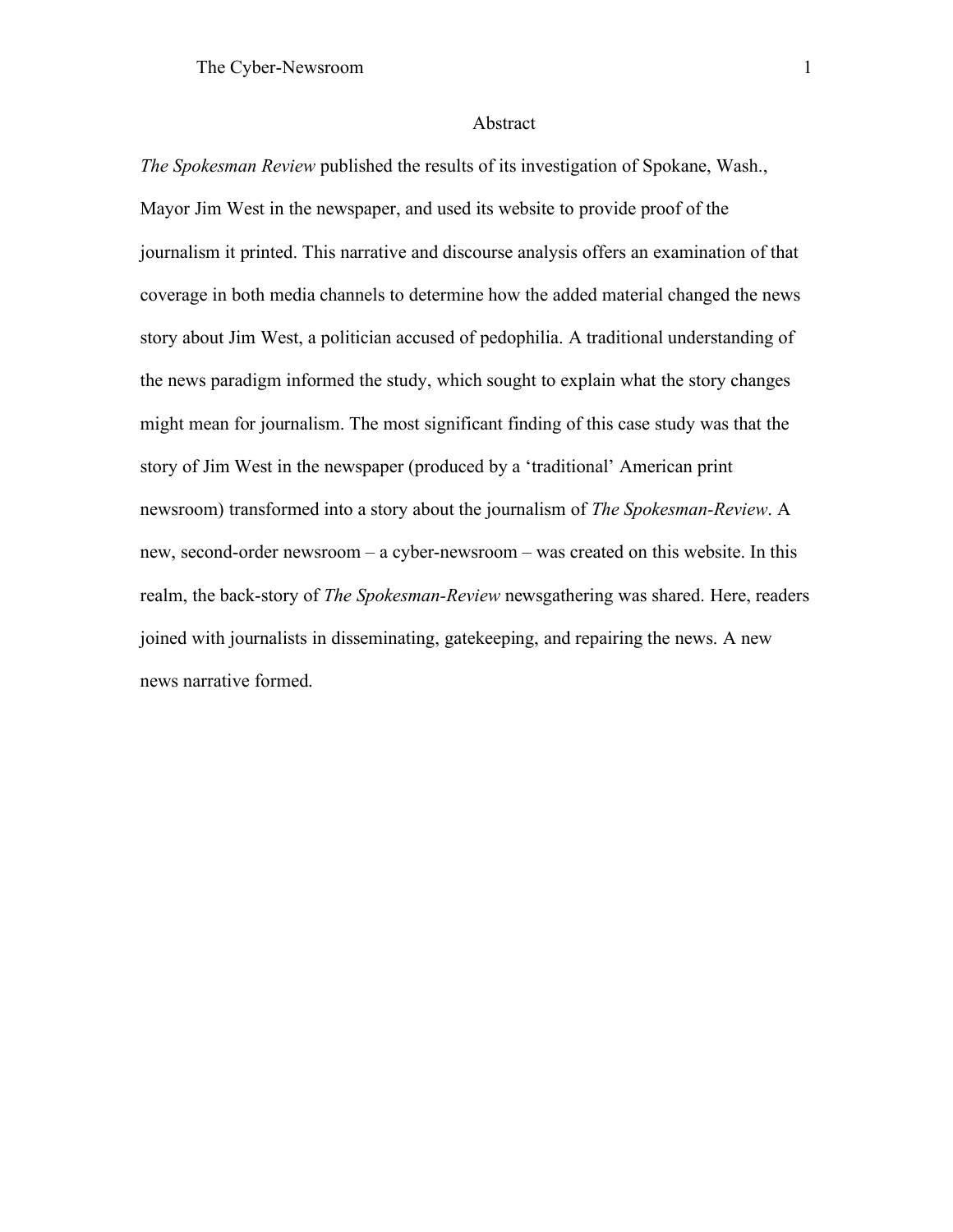## Abstract

*The Spokesman Review* published the results of its investigation of Spokane, Wash., Mayor Jim West in the newspaper, and used its website to provide proof of the journalism it printed. This narrative and discourse analysis offers an examination of that coverage in both media channels to determine how the added material changed the news story about Jim West, a politician accused of pedophilia. A traditional understanding of the news paradigm informed the study, which sought to explain what the story changes might mean for journalism. The most significant finding of this case study was that the story of Jim West in the newspaper (produced by a 'traditional' American print newsroom) transformed into a story about the journalism of *The Spokesman-Review*. A new, second-order newsroom – a cyber-newsroom – was created on this website. In this realm, the back-story of *The Spokesman-Review* newsgathering was shared. Here, readers joined with journalists in disseminating, gatekeeping, and repairing the news. A new news narrative formed.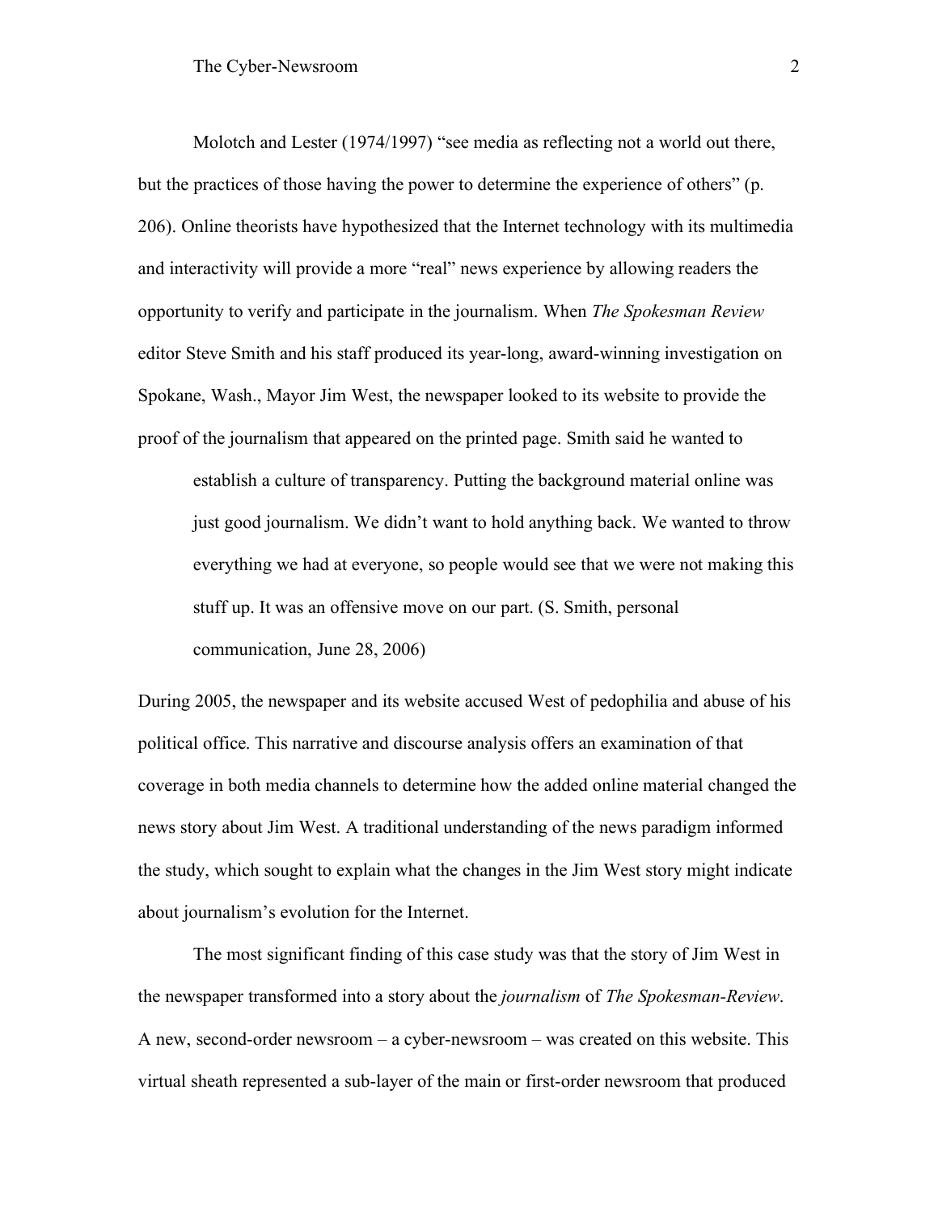Molotch and Lester (1974/1997) "see media as reflecting not a world out there, but the practices of those having the power to determine the experience of others" (p. 206). Online theorists have hypothesized that the Internet technology with its multimedia and interactivity will provide a more "real" news experience by allowing readers the opportunity to verify and participate in the journalism. When *The Spokesman Review* editor Steve Smith and his staff produced its year-long, award-winning investigation on Spokane, Wash., Mayor Jim West, the newspaper looked to its website to provide the proof of the journalism that appeared on the printed page. Smith said he wanted to

> establish a culture of transparency. Putting the background material online was just good journalism. We didn't want to hold anything back. We wanted to throw everything we had at everyone, so people would see that we were not making this stuff up. It was an offensive move on our part. (S. Smith, personal communication, June 28, 2006)

During 2005, the newspaper and its website accused West of pedophilia and abuse of his political office. This narrative and discourse analysis offers an examination of that coverage in both media channels to determine how the added online material changed the news story about Jim West. A traditional understanding of the news paradigm informed the study, which sought to explain what the changes in the Jim West story might indicate about journalism's evolution for the Internet.

The most significant finding of this case study was that the story of Jim West in the newspaper transformed into a story about the *journalism* of *The Spokesman-Review*. A new, second-order newsroom – a cyber-newsroom – was created on this website. This virtual sheath represented a sub-layer of the main or first-order newsroom that produced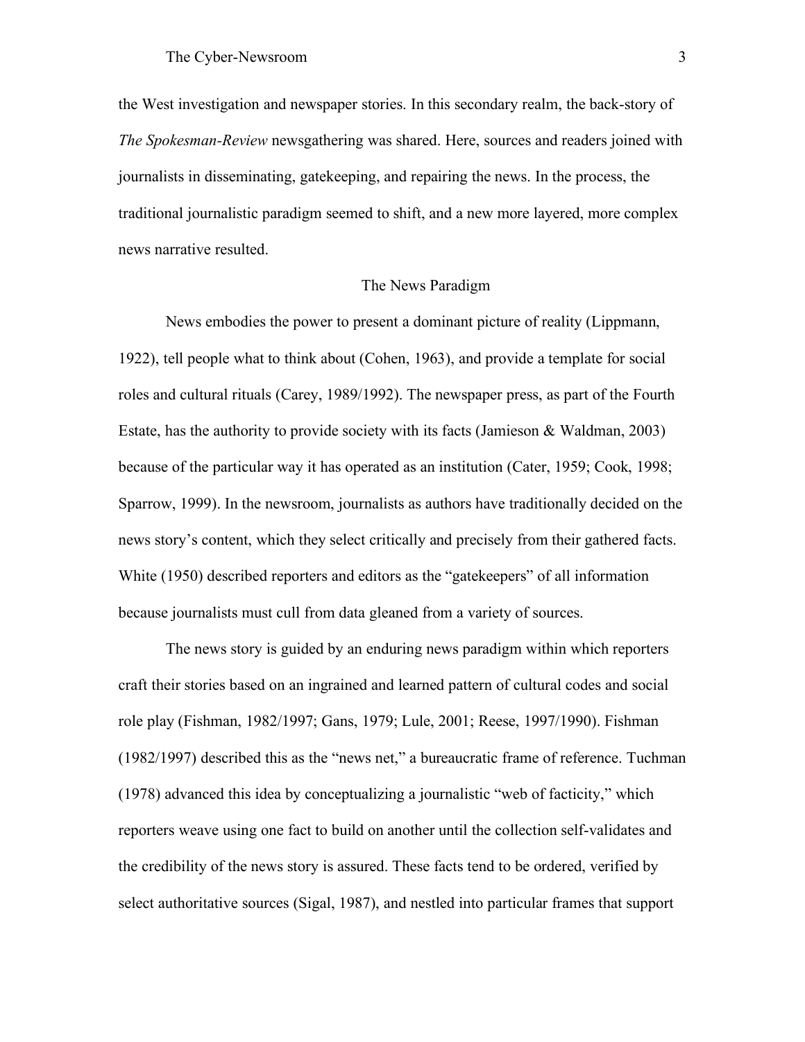the West investigation and newspaper stories. In this secondary realm, the back-story of *The Spokesman-Review* newsgathering was shared. Here, sources and readers joined with journalists in disseminating, gatekeeping, and repairing the news. In the process, the traditional journalistic paradigm seemed to shift, and a new more layered, more complex news narrative resulted.

## The News Paradigm

News embodies the power to present a dominant picture of reality (Lippmann, 1922), tell people what to think about (Cohen, 1963), and provide a template for social roles and cultural rituals (Carey, 1989/1992). The newspaper press, as part of the Fourth Estate, has the authority to provide society with its facts (Jamieson & Waldman, 2003) because of the particular way it has operated as an institution (Cater, 1959; Cook, 1998; Sparrow, 1999). In the newsroom, journalists as authors have traditionally decided on the news story's content, which they select critically and precisely from their gathered facts. White (1950) described reporters and editors as the "gatekeepers" of all information because journalists must cull from data gleaned from a variety of sources.

The news story is guided by an enduring news paradigm within which reporters craft their stories based on an ingrained and learned pattern of cultural codes and social role play (Fishman, 1982/1997; Gans, 1979; Lule, 2001; Reese, 1997/1990). Fishman (1982/1997) described this as the "news net," a bureaucratic frame of reference. Tuchman (1978) advanced this idea by conceptualizing a journalistic "web of facticity," which reporters weave using one fact to build on another until the collection self-validates and the credibility of the news story is assured. These facts tend to be ordered, verified by select authoritative sources (Sigal, 1987), and nestled into particular frames that support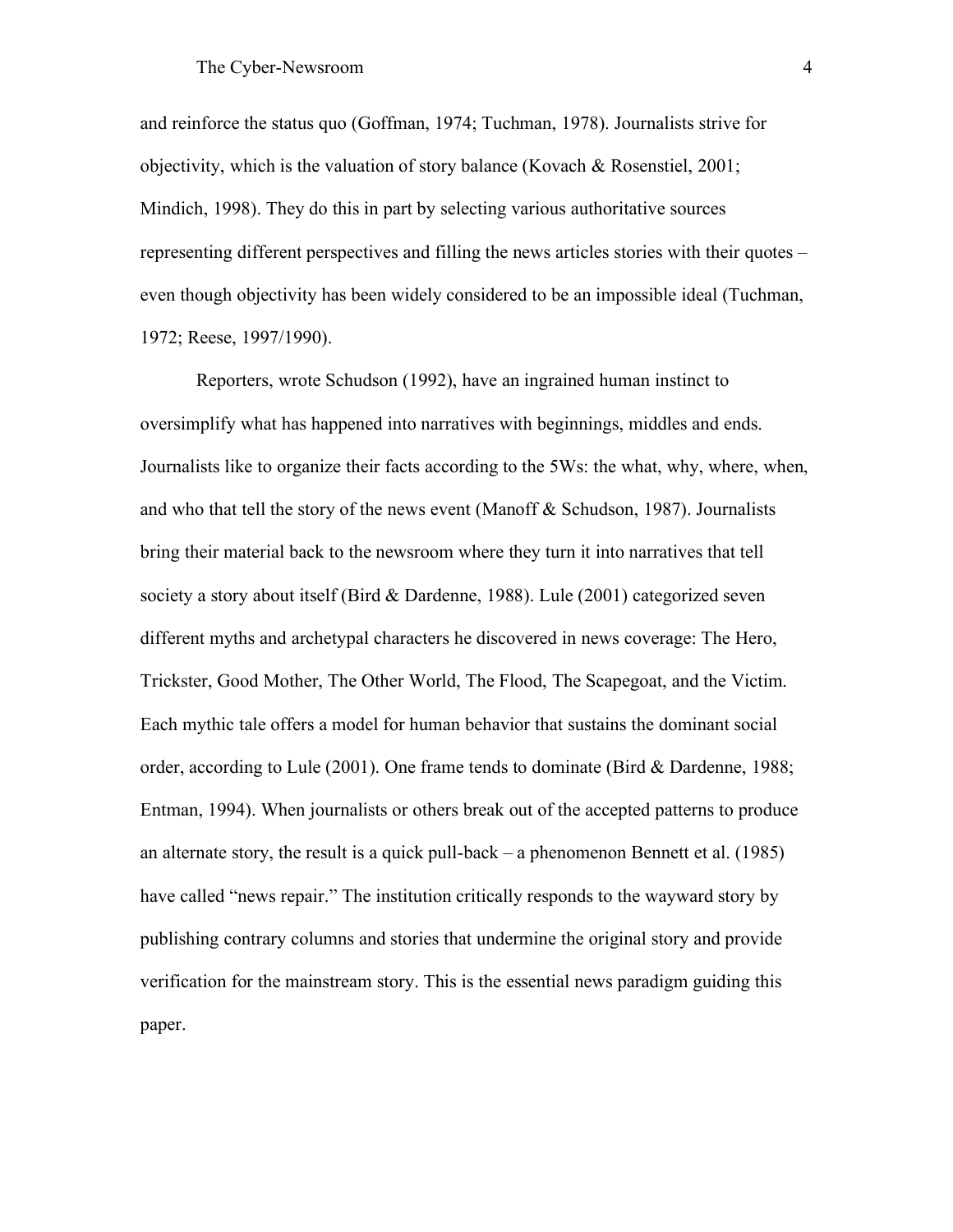and reinforce the status quo (Goffman, 1974; Tuchman, 1978). Journalists strive for objectivity, which is the valuation of story balance (Kovach & Rosenstiel, 2001; Mindich, 1998). They do this in part by selecting various authoritative sources representing different perspectives and filling the news articles stories with their quotes – even though objectivity has been widely considered to be an impossible ideal (Tuchman, 1972; Reese, 1997/1990).

Reporters, wrote Schudson (1992), have an ingrained human instinct to oversimplify what has happened into narratives with beginnings, middles and ends. Journalists like to organize their facts according to the 5Ws: the what, why, where, when, and who that tell the story of the news event (Manoff & Schudson, 1987). Journalists bring their material back to the newsroom where they turn it into narratives that tell society a story about itself (Bird & Dardenne, 1988). Lule (2001) categorized seven different myths and archetypal characters he discovered in news coverage: The Hero, Trickster, Good Mother, The Other World, The Flood, The Scapegoat, and the Victim. Each mythic tale offers a model for human behavior that sustains the dominant social order, according to Lule (2001). One frame tends to dominate (Bird & Dardenne, 1988; Entman, 1994). When journalists or others break out of the accepted patterns to produce an alternate story, the result is a quick pull-back – a phenomenon Bennett et al. (1985) have called "news repair." The institution critically responds to the wayward story by publishing contrary columns and stories that undermine the original story and provide verification for the mainstream story. This is the essential news paradigm guiding this paper.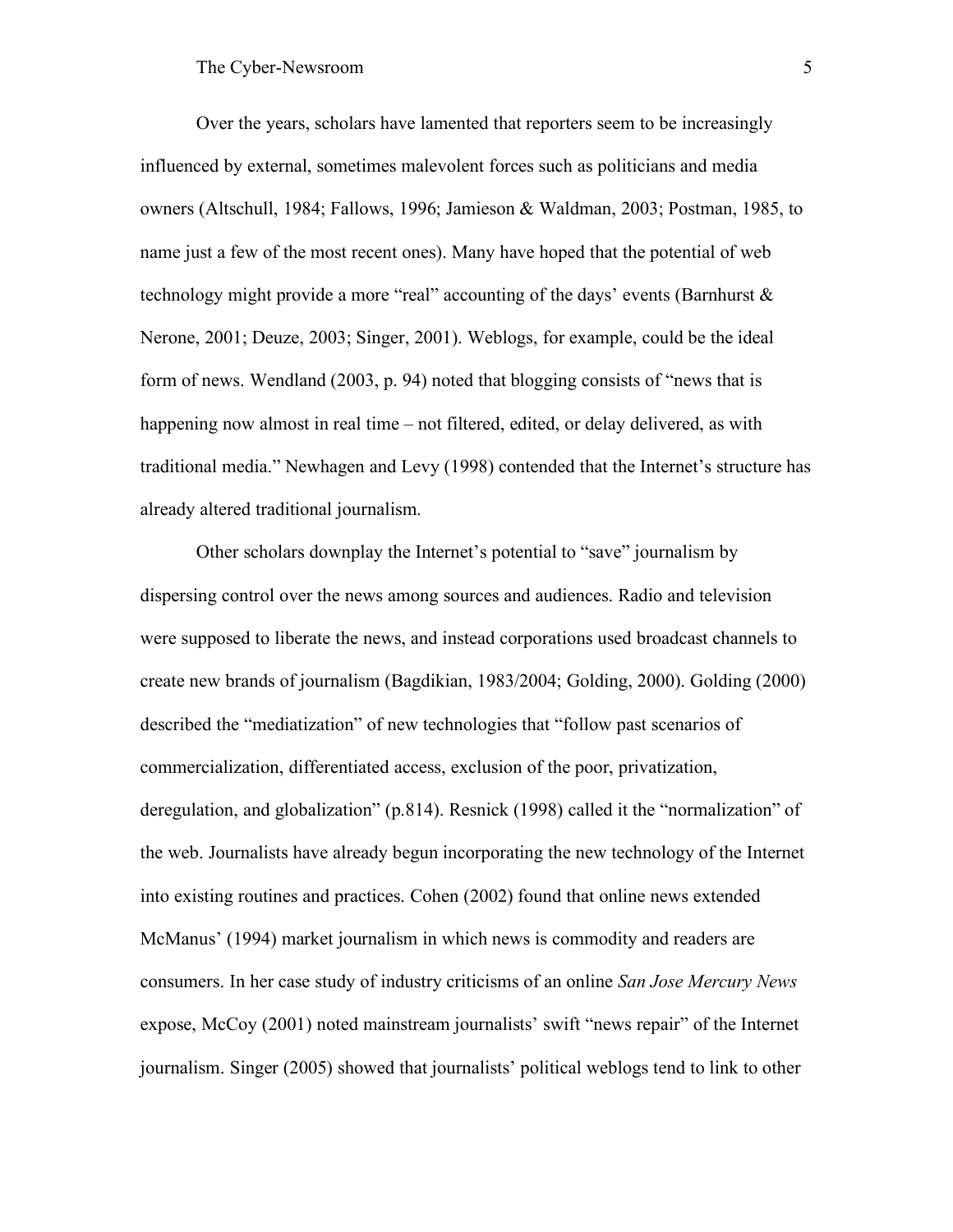Over the years, scholars have lamented that reporters seem to be increasingly influenced by external, sometimes malevolent forces such as politicians and media owners (Altschull, 1984; Fallows, 1996; Jamieson & Waldman, 2003; Postman, 1985, to name just a few of the most recent ones). Many have hoped that the potential of web technology might provide a more "real" accounting of the days' events (Barnhurst & Nerone, 2001; Deuze, 2003; Singer, 2001). Weblogs, for example, could be the ideal form of news. Wendland (2003, p. 94) noted that blogging consists of "news that is happening now almost in real time – not filtered, edited, or delay delivered, as with traditional media." Newhagen and Levy (1998) contended that the Internet's structure has already altered traditional journalism.

Other scholars downplay the Internet's potential to "save" journalism by dispersing control over the news among sources and audiences. Radio and television were supposed to liberate the news, and instead corporations used broadcast channels to create new brands of journalism (Bagdikian, 1983/2004; Golding, 2000). Golding (2000) described the "mediatization" of new technologies that "follow past scenarios of commercialization, differentiated access, exclusion of the poor, privatization, deregulation, and globalization" (p.814). Resnick (1998) called it the "normalization" of the web. Journalists have already begun incorporating the new technology of the Internet into existing routines and practices. Cohen (2002) found that online news extended McManus' (1994) market journalism in which news is commodity and readers are consumers. In her case study of industry criticisms of an online *San Jose Mercury News* expose, McCoy (2001) noted mainstream journalists' swift "news repair" of the Internet journalism. Singer (2005) showed that journalists' political weblogs tend to link to other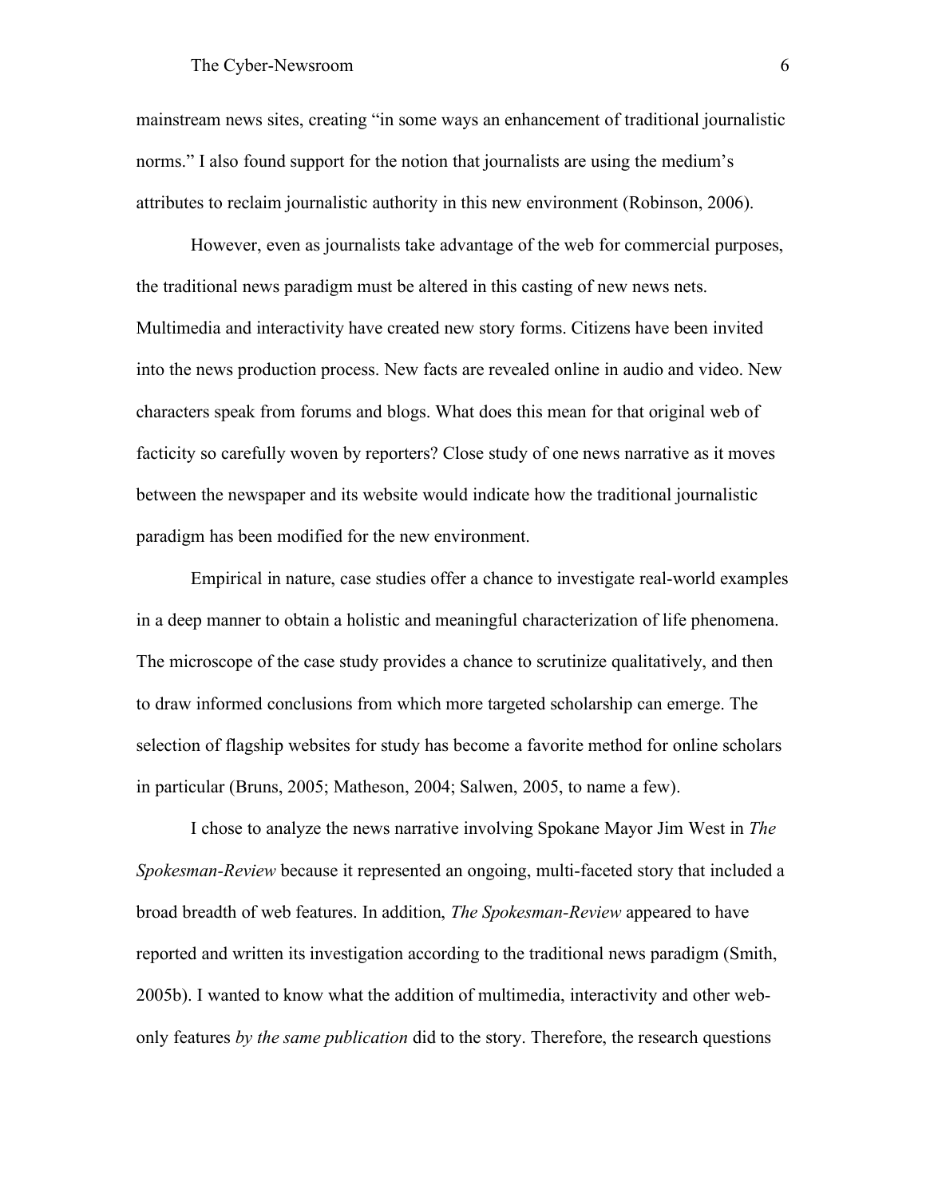mainstream news sites, creating "in some ways an enhancement of traditional journalistic norms." I also found support for the notion that journalists are using the medium's attributes to reclaim journalistic authority in this new environment (Robinson, 2006).

However, even as journalists take advantage of the web for commercial purposes, the traditional news paradigm must be altered in this casting of new news nets. Multimedia and interactivity have created new story forms. Citizens have been invited into the news production process. New facts are revealed online in audio and video. New characters speak from forums and blogs. What does this mean for that original web of facticity so carefully woven by reporters? Close study of one news narrative as it moves between the newspaper and its website would indicate how the traditional journalistic paradigm has been modified for the new environment.

Empirical in nature, case studies offer a chance to investigate real-world examples in a deep manner to obtain a holistic and meaningful characterization of life phenomena. The microscope of the case study provides a chance to scrutinize qualitatively, and then to draw informed conclusions from which more targeted scholarship can emerge. The selection of flagship websites for study has become a favorite method for online scholars in particular (Bruns, 2005; Matheson, 2004; Salwen, 2005, to name a few).

I chose to analyze the news narrative involving Spokane Mayor Jim West in *The Spokesman-Review* because it represented an ongoing, multi-faceted story that included a broad breadth of web features. In addition, *The Spokesman-Review* appeared to have reported and written its investigation according to the traditional news paradigm (Smith, 2005b). I wanted to know what the addition of multimedia, interactivity and other web-only features *by the same publication* did to the story. Therefore, the research questions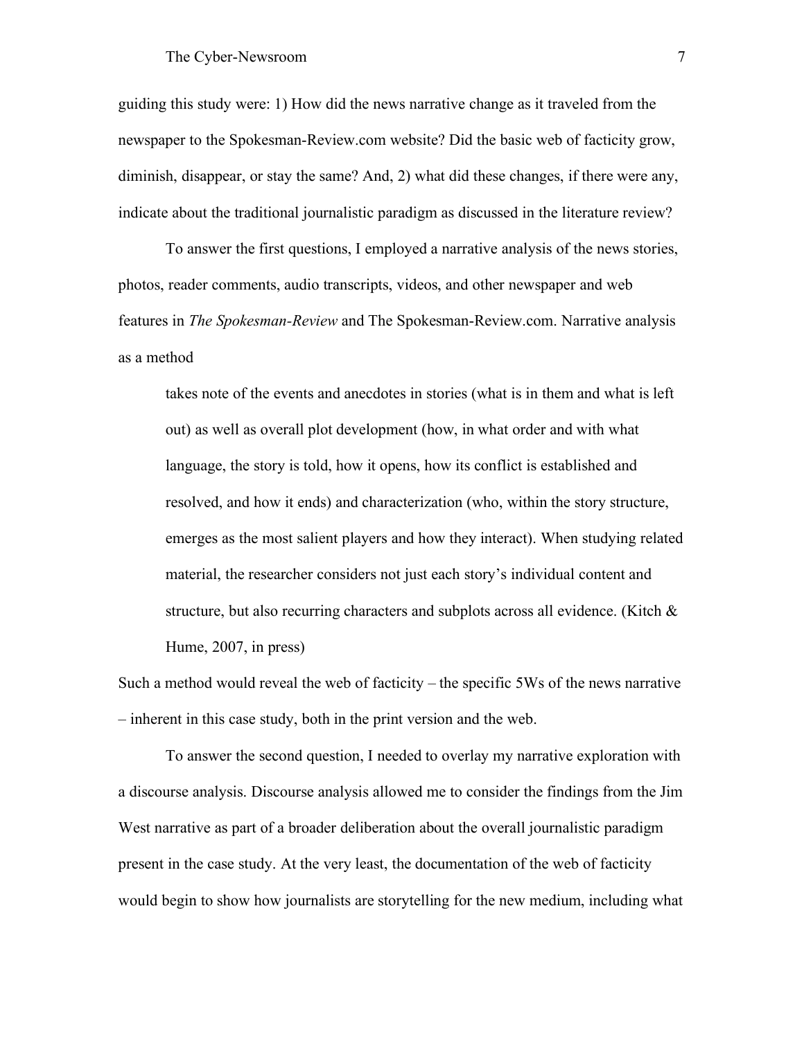guiding this study were: 1) How did the news narrative change as it traveled from the newspaper to the Spokesman-Review.com website? Did the basic web of facticity grow, diminish, disappear, or stay the same? And, 2) what did these changes, if there were any, indicate about the traditional journalistic paradigm as discussed in the literature review?

To answer the first questions, I employed a narrative analysis of the news stories, photos, reader comments, audio transcripts, videos, and other newspaper and web features in *The Spokesman-Review* and The Spokesman-Review.com. Narrative analysis as a method

> takes note of the events and anecdotes in stories (what is in them and what is left out) as well as overall plot development (how, in what order and with what language, the story is told, how it opens, how its conflict is established and resolved, and how it ends) and characterization (who, within the story structure, emerges as the most salient players and how they interact). When studying related material, the researcher considers not just each story's individual content and structure, but also recurring characters and subplots across all evidence. (Kitch & Hume, 2007, in press)

Such a method would reveal the web of facticity – the specific 5Ws of the news narrative – inherent in this case study, both in the print version and the web.

To answer the second question, I needed to overlay my narrative exploration with a discourse analysis. Discourse analysis allowed me to consider the findings from the Jim West narrative as part of a broader deliberation about the overall journalistic paradigm present in the case study. At the very least, the documentation of the web of facticity would begin to show how journalists are storytelling for the new medium, including what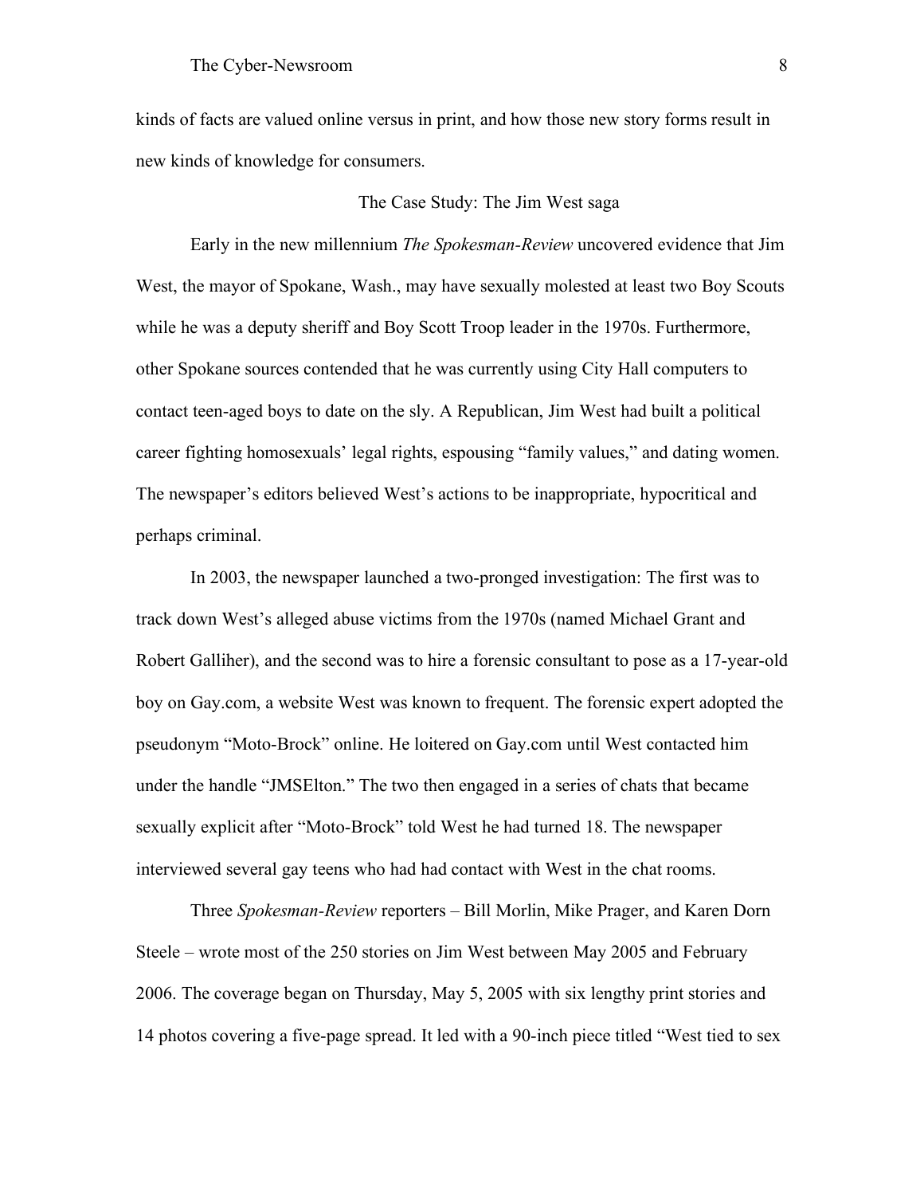kinds of facts are valued online versus in print, and how those new story forms result in new kinds of knowledge for consumers.

## The Case Study: The Jim West saga

Early in the new millennium *The Spokesman-Review* uncovered evidence that Jim West, the mayor of Spokane, Wash., may have sexually molested at least two Boy Scouts while he was a deputy sheriff and Boy Scott Troop leader in the 1970s. Furthermore, other Spokane sources contended that he was currently using City Hall computers to contact teen-aged boys to date on the sly. A Republican, Jim West had built a political career fighting homosexuals' legal rights, espousing "family values," and dating women. The newspaper's editors believed West's actions to be inappropriate, hypocritical and perhaps criminal.

In 2003, the newspaper launched a two-pronged investigation: The first was to track down West's alleged abuse victims from the 1970s (named Michael Grant and Robert Galliher), and the second was to hire a forensic consultant to pose as a 17-year-old boy on Gay.com, a website West was known to frequent. The forensic expert adopted the pseudonym "Moto-Brock" online. He loitered on Gay.com until West contacted him under the handle "JMSElton." The two then engaged in a series of chats that became sexually explicit after "Moto-Brock" told West he had turned 18. The newspaper interviewed several gay teens who had had contact with West in the chat rooms.

Three *Spokesman-Review* reporters – Bill Morlin, Mike Prager, and Karen Dorn Steele – wrote most of the 250 stories on Jim West between May 2005 and February 2006. The coverage began on Thursday, May 5, 2005 with six lengthy print stories and 14 photos covering a five-page spread. It led with a 90-inch piece titled "West tied to sex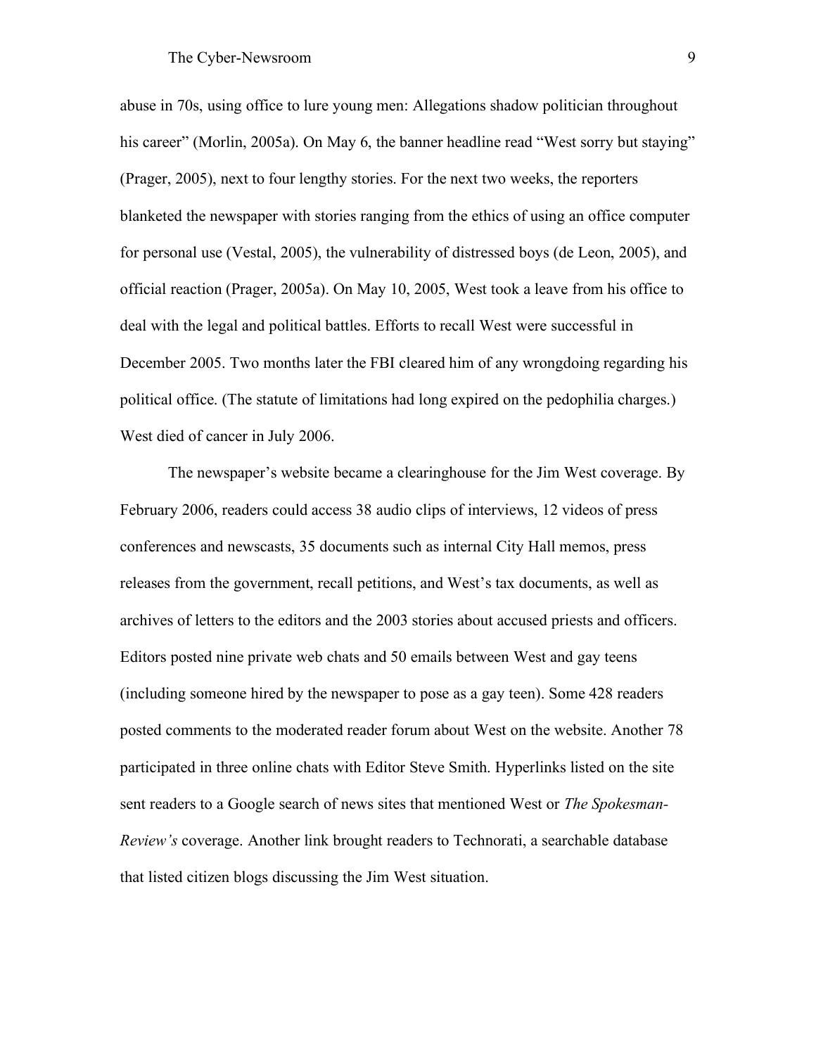abuse in 70s, using office to lure young men: Allegations shadow politician throughout his career" (Morlin, 2005a). On May 6, the banner headline read "West sorry but staying" (Prager, 2005), next to four lengthy stories. For the next two weeks, the reporters blanketed the newspaper with stories ranging from the ethics of using an office computer for personal use (Vestal, 2005), the vulnerability of distressed boys (de Leon, 2005), and official reaction (Prager, 2005a). On May 10, 2005, West took a leave from his office to deal with the legal and political battles. Efforts to recall West were successful in December 2005. Two months later the FBI cleared him of any wrongdoing regarding his political office. (The statute of limitations had long expired on the pedophilia charges.) West died of cancer in July 2006.

The newspaper's website became a clearinghouse for the Jim West coverage. By February 2006, readers could access 38 audio clips of interviews, 12 videos of press conferences and newscasts, 35 documents such as internal City Hall memos, press releases from the government, recall petitions, and West's tax documents, as well as archives of letters to the editors and the 2003 stories about accused priests and officers. Editors posted nine private web chats and 50 emails between West and gay teens (including someone hired by the newspaper to pose as a gay teen). Some 428 readers posted comments to the moderated reader forum about West on the website. Another 78 participated in three online chats with Editor Steve Smith. Hyperlinks listed on the site sent readers to a Google search of news sites that mentioned West or *The Spokesman-Review's* coverage. Another link brought readers to Technorati, a searchable database that listed citizen blogs discussing the Jim West situation.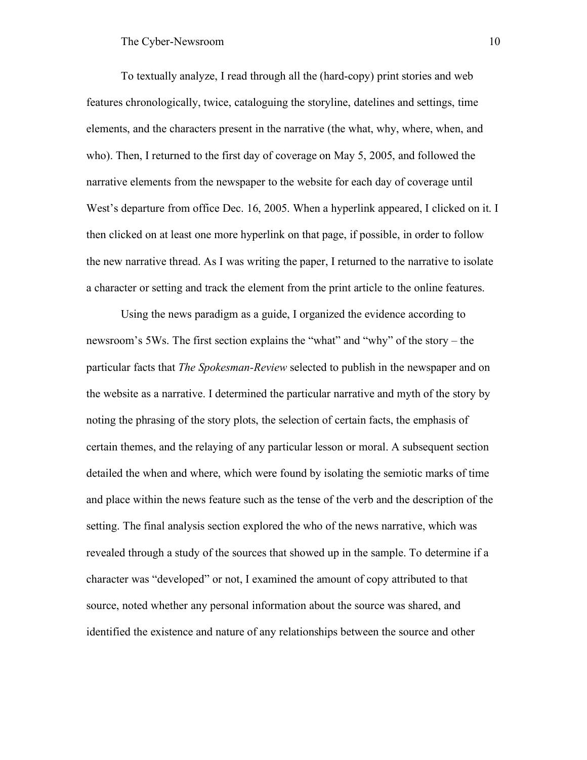To textually analyze, I read through all the (hard-copy) print stories and web features chronologically, twice, cataloguing the storyline, datelines and settings, time elements, and the characters present in the narrative (the what, why, where, when, and who). Then, I returned to the first day of coverage on May 5, 2005, and followed the narrative elements from the newspaper to the website for each day of coverage until West's departure from office Dec. 16, 2005. When a hyperlink appeared, I clicked on it. I then clicked on at least one more hyperlink on that page, if possible, in order to follow the new narrative thread. As I was writing the paper, I returned to the narrative to isolate a character or setting and track the element from the print article to the online features.

Using the news paradigm as a guide, I organized the evidence according to newsroom's 5Ws. The first section explains the "what" and "why" of the story – the particular facts that *The Spokesman-Review* selected to publish in the newspaper and on the website as a narrative. I determined the particular narrative and myth of the story by noting the phrasing of the story plots, the selection of certain facts, the emphasis of certain themes, and the relaying of any particular lesson or moral. A subsequent section detailed the when and where, which were found by isolating the semiotic marks of time and place within the news feature such as the tense of the verb and the description of the setting. The final analysis section explored the who of the news narrative, which was revealed through a study of the sources that showed up in the sample. To determine if a character was "developed" or not, I examined the amount of copy attributed to that source, noted whether any personal information about the source was shared, and identified the existence and nature of any relationships between the source and other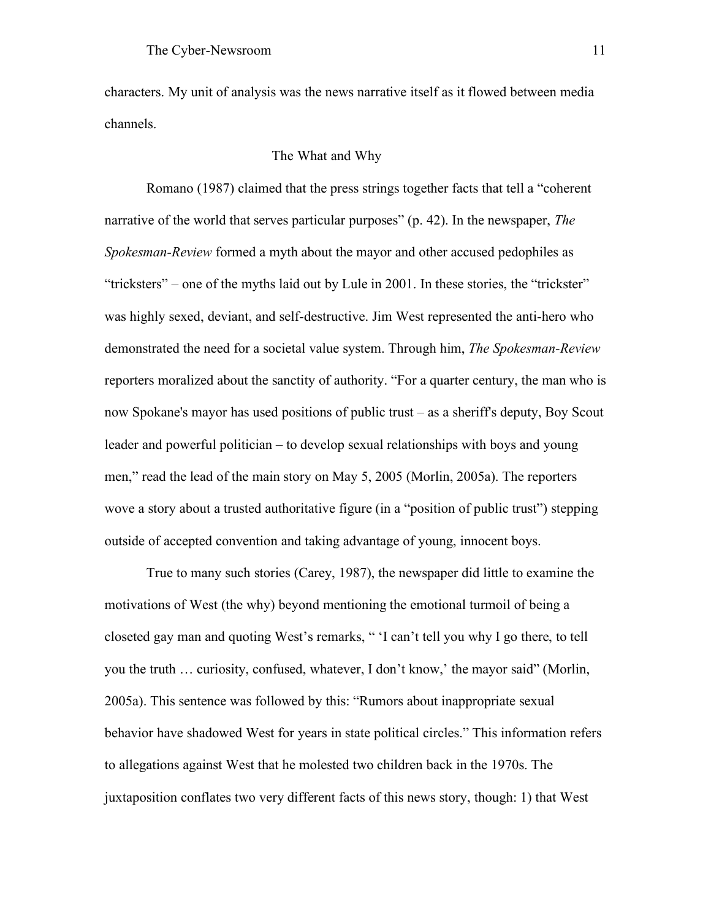characters. My unit of analysis was the news narrative itself as it flowed between media channels.

## The What and Why

Romano (1987) claimed that the press strings together facts that tell a "coherent narrative of the world that serves particular purposes" (p. 42). In the newspaper, *The Spokesman-Review* formed a myth about the mayor and other accused pedophiles as "tricksters" – one of the myths laid out by Lule in 2001. In these stories, the "trickster" was highly sexed, deviant, and self-destructive. Jim West represented the anti-hero who demonstrated the need for a societal value system. Through him, *The Spokesman-Review* reporters moralized about the sanctity of authority. "For a quarter century, the man who is now Spokane's mayor has used positions of public trust – as a sheriff's deputy, Boy Scout leader and powerful politician – to develop sexual relationships with boys and young men," read the lead of the main story on May 5, 2005 (Morlin, 2005a). The reporters wove a story about a trusted authoritative figure (in a "position of public trust") stepping outside of accepted convention and taking advantage of young, innocent boys.

True to many such stories (Carey, 1987), the newspaper did little to examine the motivations of West (the why) beyond mentioning the emotional turmoil of being a closeted gay man and quoting West's remarks, " 'I can't tell you why I go there, to tell you the truth … curiosity, confused, whatever, I don't know,' the mayor said" (Morlin, 2005a). This sentence was followed by this: "Rumors about inappropriate sexual behavior have shadowed West for years in state political circles." This information refers to allegations against West that he molested two children back in the 1970s. The juxtaposition conflates two very different facts of this news story, though: 1) that West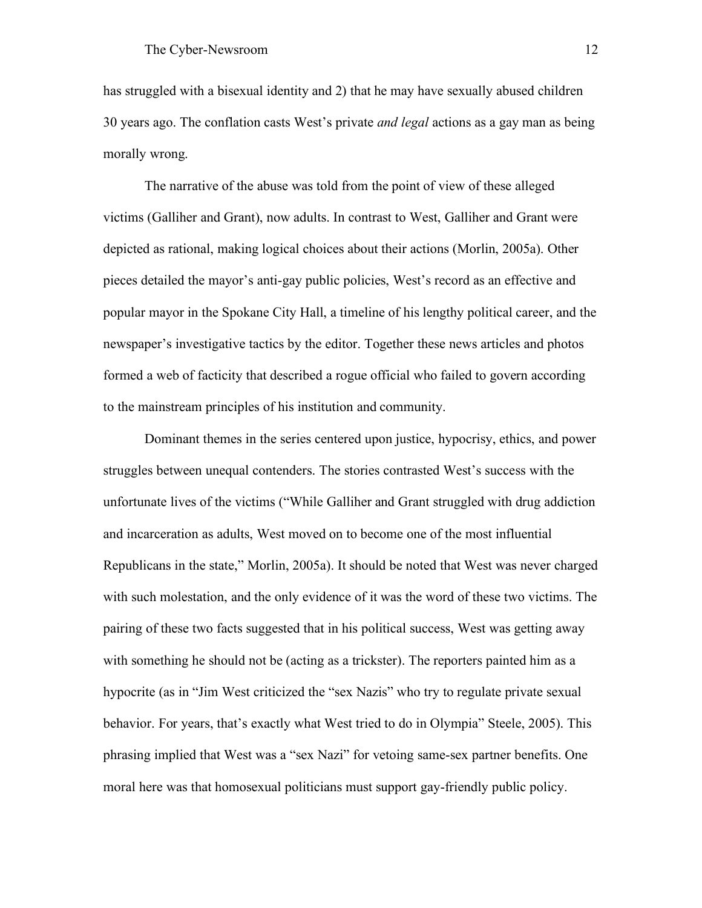has struggled with a bisexual identity and 2) that he may have sexually abused children 30 years ago. The conflation casts West's private *and legal* actions as a gay man as being morally wrong.

The narrative of the abuse was told from the point of view of these alleged victims (Galliher and Grant), now adults. In contrast to West, Galliher and Grant were depicted as rational, making logical choices about their actions (Morlin, 2005a). Other pieces detailed the mayor's anti-gay public policies, West's record as an effective and popular mayor in the Spokane City Hall, a timeline of his lengthy political career, and the newspaper's investigative tactics by the editor. Together these news articles and photos formed a web of facticity that described a rogue official who failed to govern according to the mainstream principles of his institution and community.

Dominant themes in the series centered upon justice, hypocrisy, ethics, and power struggles between unequal contenders. The stories contrasted West's success with the unfortunate lives of the victims ("While Galliher and Grant struggled with drug addiction and incarceration as adults, West moved on to become one of the most influential Republicans in the state," Morlin, 2005a). It should be noted that West was never charged with such molestation, and the only evidence of it was the word of these two victims. The pairing of these two facts suggested that in his political success, West was getting away with something he should not be (acting as a trickster). The reporters painted him as a hypocrite (as in "Jim West criticized the "sex Nazis" who try to regulate private sexual behavior. For years, that's exactly what West tried to do in Olympia" Steele, 2005). This phrasing implied that West was a "sex Nazi" for vetoing same-sex partner benefits. One moral here was that homosexual politicians must support gay-friendly public policy.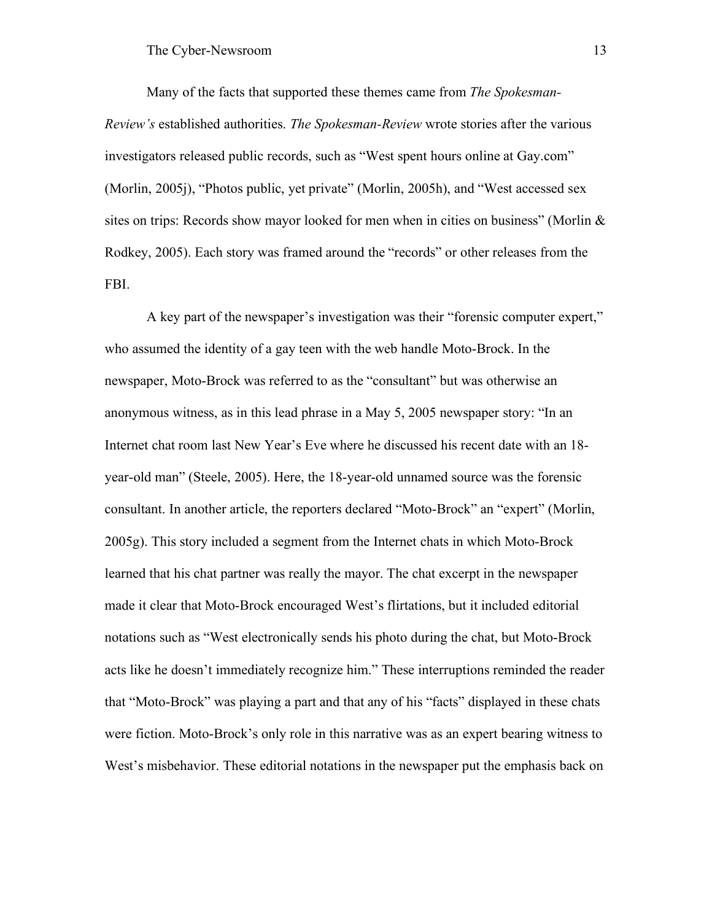Many of the facts that supported these themes came from *The Spokesman-Review's* established authorities. *The Spokesman-Review* wrote stories after the various investigators released public records, such as "West spent hours online at Gay.com" (Morlin, 2005j), "Photos public, yet private" (Morlin, 2005h), and "West accessed sex sites on trips: Records show mayor looked for men when in cities on business" (Morlin & Rodkey, 2005). Each story was framed around the "records" or other releases from the FBI.

A key part of the newspaper's investigation was their "forensic computer expert," who assumed the identity of a gay teen with the web handle Moto-Brock. In the newspaper, Moto-Brock was referred to as the "consultant" but was otherwise an anonymous witness, as in this lead phrase in a May 5, 2005 newspaper story: "In an Internet chat room last New Year's Eve where he discussed his recent date with an 18-year-old man" (Steele, 2005). Here, the 18-year-old unnamed source was the forensic consultant. In another article, the reporters declared "Moto-Brock" an "expert" (Morlin, 2005g). This story included a segment from the Internet chats in which Moto-Brock learned that his chat partner was really the mayor. The chat excerpt in the newspaper made it clear that Moto-Brock encouraged West's flirtations, but it included editorial notations such as "West electronically sends his photo during the chat, but Moto-Brock acts like he doesn't immediately recognize him." These interruptions reminded the reader that "Moto-Brock" was playing a part and that any of his "facts" displayed in these chats were fiction. Moto-Brock's only role in this narrative was as an expert bearing witness to West's misbehavior. These editorial notations in the newspaper put the emphasis back on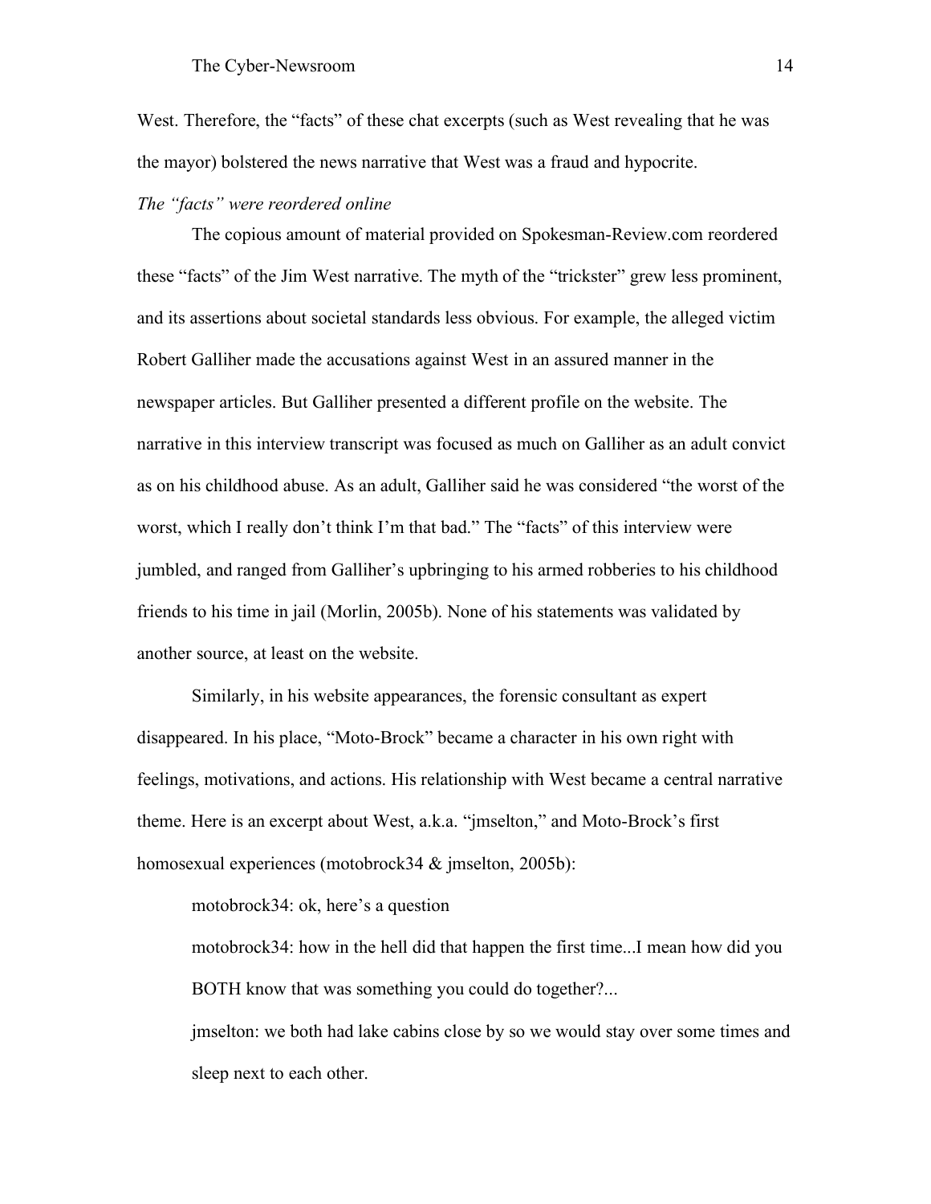West. Therefore, the "facts" of these chat excerpts (such as West revealing that he was the mayor) bolstered the news narrative that West was a fraud and hypocrite.

*The "facts" were reordered online*

The copious amount of material provided on Spokesman-Review.com reordered these "facts" of the Jim West narrative. The myth of the "trickster" grew less prominent, and its assertions about societal standards less obvious. For example, the alleged victim Robert Galliher made the accusations against West in an assured manner in the newspaper articles. But Galliher presented a different profile on the website. The narrative in this interview transcript was focused as much on Galliher as an adult convict as on his childhood abuse. As an adult, Galliher said he was considered "the worst of the worst, which I really don't think I'm that bad." The "facts" of this interview were jumbled, and ranged from Galliher's upbringing to his armed robberies to his childhood friends to his time in jail (Morlin, 2005b). None of his statements was validated by another source, at least on the website.

Similarly, in his website appearances, the forensic consultant as expert disappeared. In his place, "Moto-Brock" became a character in his own right with feelings, motivations, and actions. His relationship with West became a central narrative theme. Here is an excerpt about West, a.k.a. "jmselton," and Moto-Brock's first homosexual experiences (motobrock34 & jmselton, 2005b):

> motobrock34: ok, here's a question
>
> motobrock34: how in the hell did that happen the first time...I mean how did you BOTH know that was something you could do together?...
>
> jmselton: we both had lake cabins close by so we would stay over some times and sleep next to each other.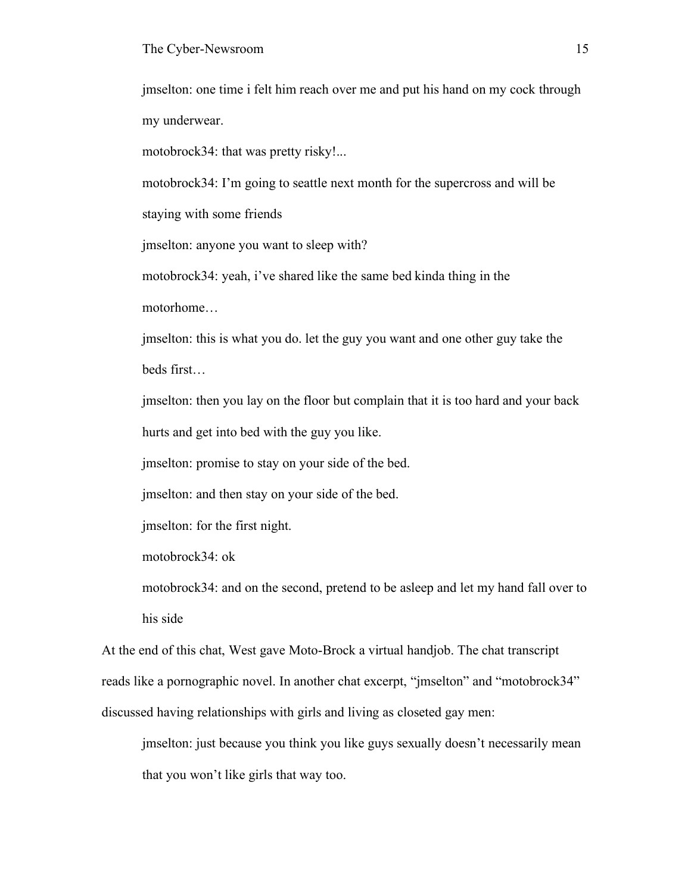jmselton: one time i felt him reach over me and put his hand on my cock through my underwear.

motobrock34: that was pretty risky!...

motobrock34: I'm going to seattle next month for the supercross and will be staying with some friends

jmselton: anyone you want to sleep with?

motobrock34: yeah, i've shared like the same bed kinda thing in the motorhome…

jmselton: this is what you do. let the guy you want and one other guy take the beds first…

jmselton: then you lay on the floor but complain that it is too hard and your back hurts and get into bed with the guy you like.

jmselton: promise to stay on your side of the bed.

jmselton: and then stay on your side of the bed.

jmselton: for the first night.

motobrock34: ok

motobrock34: and on the second, pretend to be asleep and let my hand fall over to his side

At the end of this chat, West gave Moto-Brock a virtual handjob. The chat transcript reads like a pornographic novel. In another chat excerpt, "jmselton" and "motobrock34" discussed having relationships with girls and living as closeted gay men:

jmselton: just because you think you like guys sexually doesn't necessarily mean that you won't like girls that way too.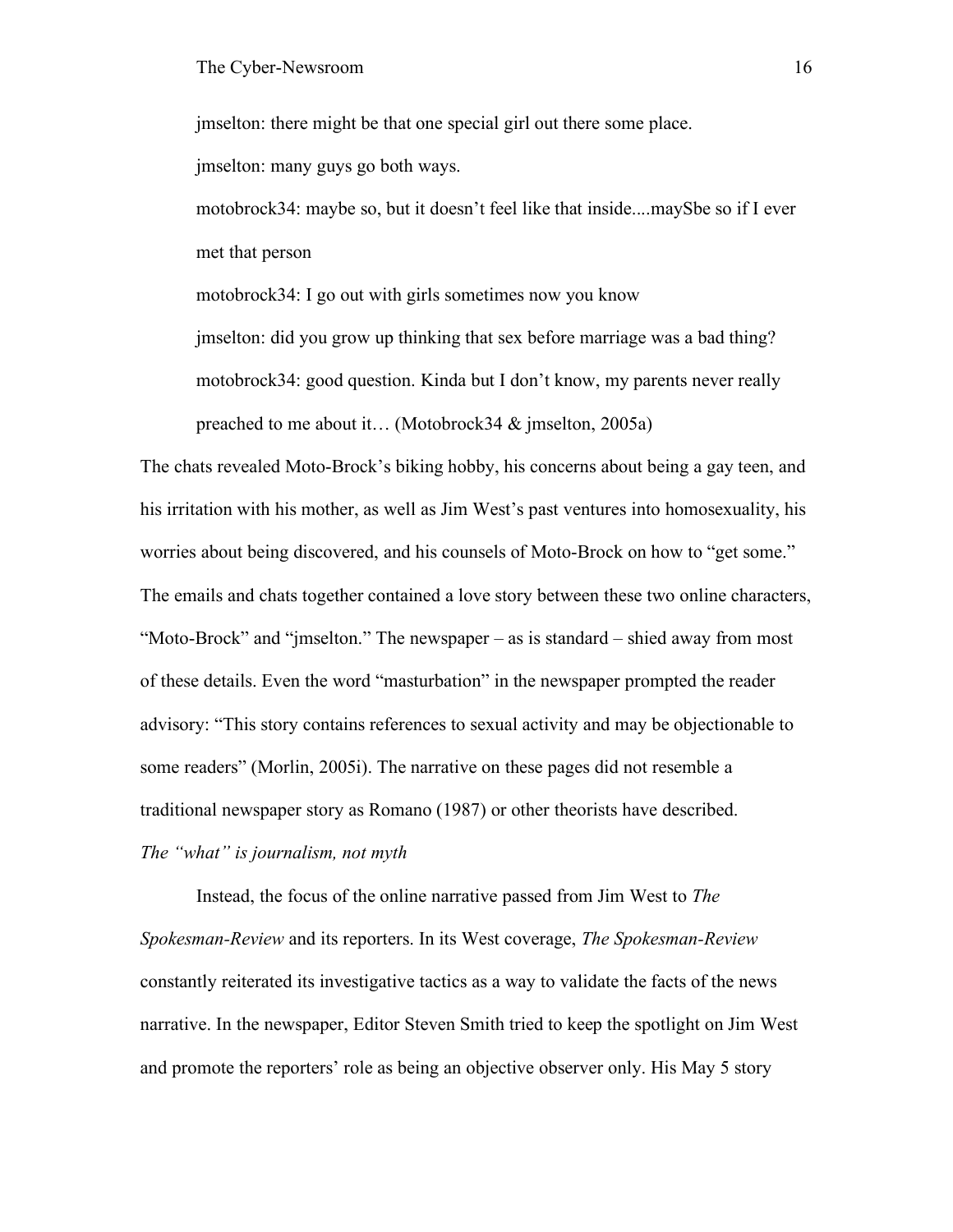jmselton: there might be that one special girl out there some place.

jmselton: many guys go both ways.

motobrock34: maybe so, but it doesn't feel like that inside....maySbe so if I ever met that person

motobrock34: I go out with girls sometimes now you know

jmselton: did you grow up thinking that sex before marriage was a bad thing?

motobrock34: good question. Kinda but I don't know, my parents never really preached to me about it… (Motobrock34 & jmselton, 2005a)

The chats revealed Moto-Brock's biking hobby, his concerns about being a gay teen, and his irritation with his mother, as well as Jim West's past ventures into homosexuality, his worries about being discovered, and his counsels of Moto-Brock on how to "get some." The emails and chats together contained a love story between these two online characters, "Moto-Brock" and "jmselton." The newspaper – as is standard – shied away from most of these details. Even the word "masturbation" in the newspaper prompted the reader advisory: "This story contains references to sexual activity and may be objectionable to some readers" (Morlin, 2005i). The narrative on these pages did not resemble a traditional newspaper story as Romano (1987) or other theorists have described.

*The "what" is journalism, not myth*

Instead, the focus of the online narrative passed from Jim West to *The Spokesman-Review* and its reporters. In its West coverage, *The Spokesman-Review* constantly reiterated its investigative tactics as a way to validate the facts of the news narrative. In the newspaper, Editor Steven Smith tried to keep the spotlight on Jim West and promote the reporters' role as being an objective observer only. His May 5 story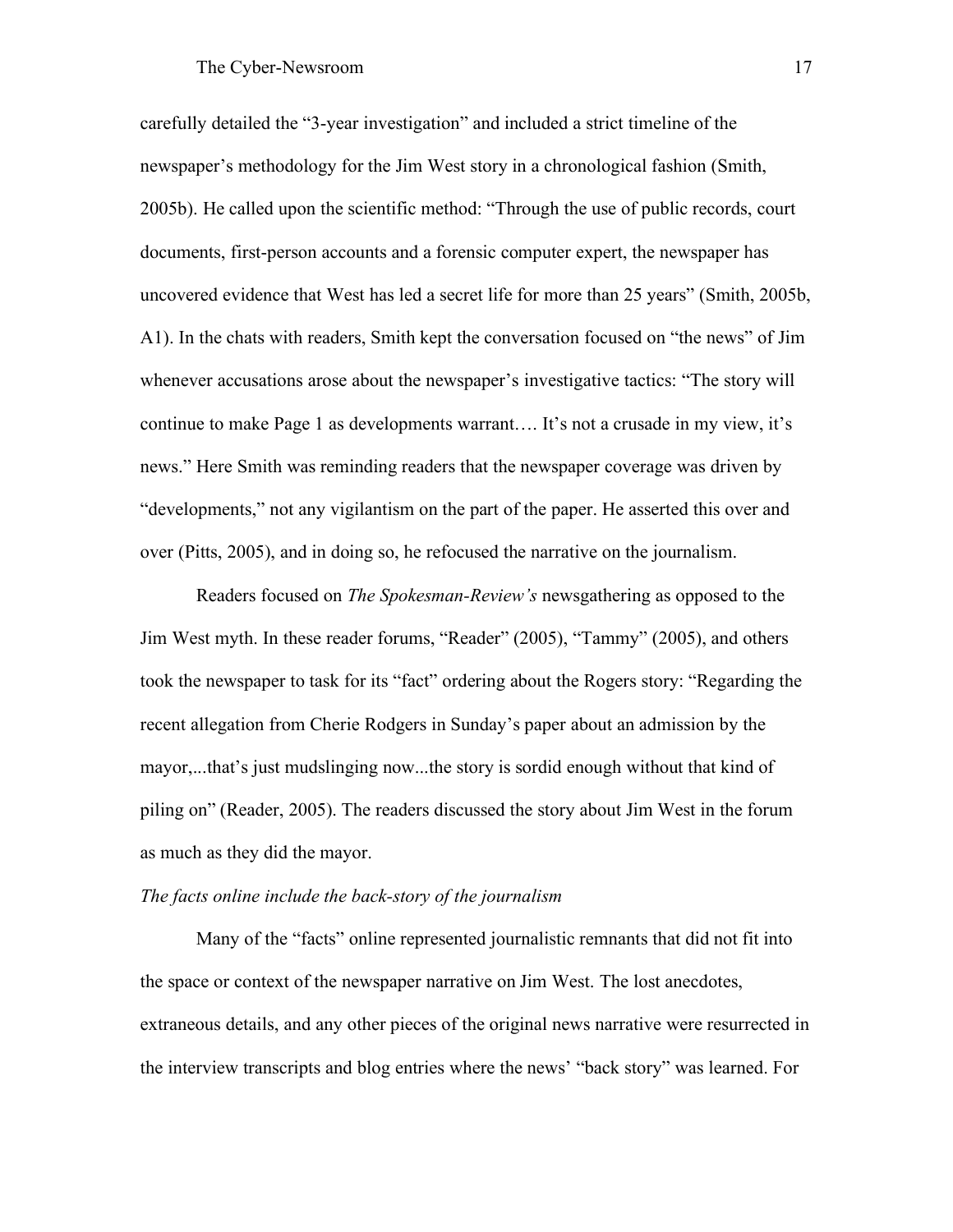carefully detailed the "3-year investigation" and included a strict timeline of the newspaper's methodology for the Jim West story in a chronological fashion (Smith, 2005b). He called upon the scientific method: "Through the use of public records, court documents, first-person accounts and a forensic computer expert, the newspaper has uncovered evidence that West has led a secret life for more than 25 years" (Smith, 2005b, A1). In the chats with readers, Smith kept the conversation focused on "the news" of Jim whenever accusations arose about the newspaper's investigative tactics: "The story will continue to make Page 1 as developments warrant…. It's not a crusade in my view, it's news." Here Smith was reminding readers that the newspaper coverage was driven by "developments," not any vigilantism on the part of the paper. He asserted this over and over (Pitts, 2005), and in doing so, he refocused the narrative on the journalism.

Readers focused on *The Spokesman-Review's* newsgathering as opposed to the Jim West myth. In these reader forums, "Reader" (2005), "Tammy" (2005), and others took the newspaper to task for its "fact" ordering about the Rogers story: "Regarding the recent allegation from Cherie Rodgers in Sunday's paper about an admission by the mayor,...that's just mudslinging now...the story is sordid enough without that kind of piling on" (Reader, 2005). The readers discussed the story about Jim West in the forum as much as they did the mayor.

*The facts online include the back-story of the journalism*

Many of the "facts" online represented journalistic remnants that did not fit into the space or context of the newspaper narrative on Jim West. The lost anecdotes, extraneous details, and any other pieces of the original news narrative were resurrected in the interview transcripts and blog entries where the news' "back story" was learned. For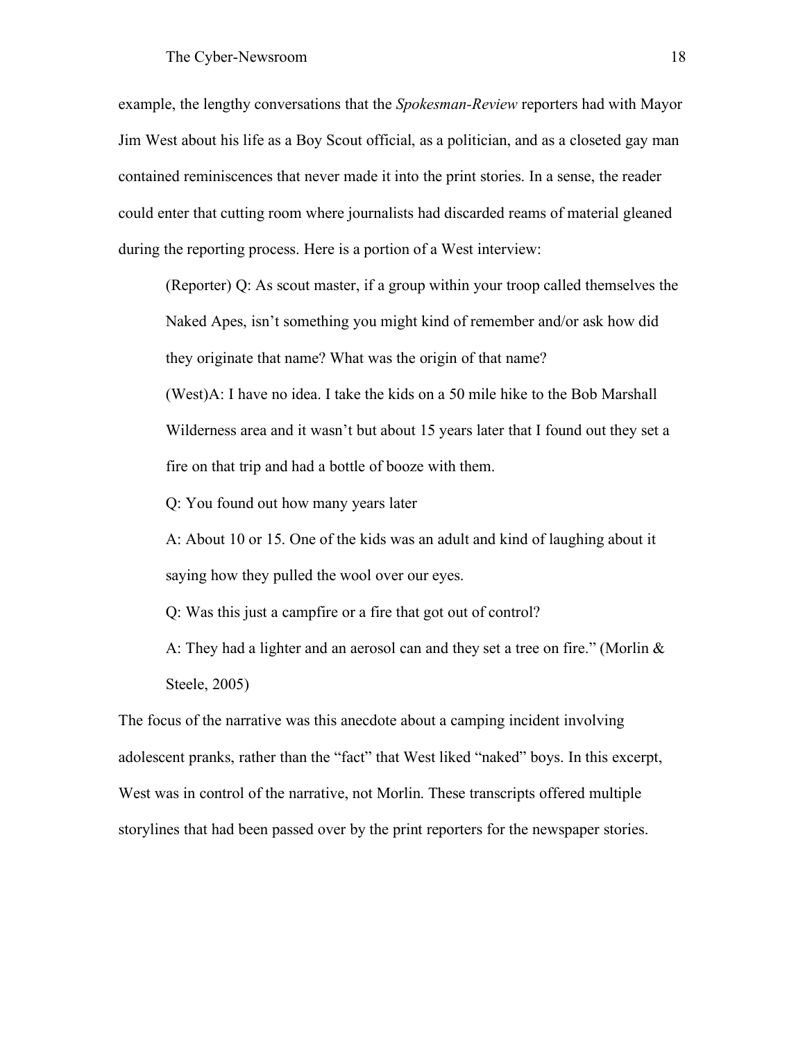example, the lengthy conversations that the *Spokesman-Review* reporters had with Mayor Jim West about his life as a Boy Scout official, as a politician, and as a closeted gay man contained reminiscences that never made it into the print stories. In a sense, the reader could enter that cutting room where journalists had discarded reams of material gleaned during the reporting process. Here is a portion of a West interview:

> (Reporter) Q: As scout master, if a group within your troop called themselves the Naked Apes, isn't something you might kind of remember and/or ask how did they originate that name? What was the origin of that name?
>
> (West)A: I have no idea. I take the kids on a 50 mile hike to the Bob Marshall Wilderness area and it wasn't but about 15 years later that I found out they set a fire on that trip and had a bottle of booze with them.
>
> Q: You found out how many years later
>
> A: About 10 or 15. One of the kids was an adult and kind of laughing about it saying how they pulled the wool over our eyes.
>
> Q: Was this just a campfire or a fire that got out of control?
>
> A: They had a lighter and an aerosol can and they set a tree on fire." (Morlin & Steele, 2005)

The focus of the narrative was this anecdote about a camping incident involving adolescent pranks, rather than the "fact" that West liked "naked" boys. In this excerpt, West was in control of the narrative, not Morlin. These transcripts offered multiple storylines that had been passed over by the print reporters for the newspaper stories.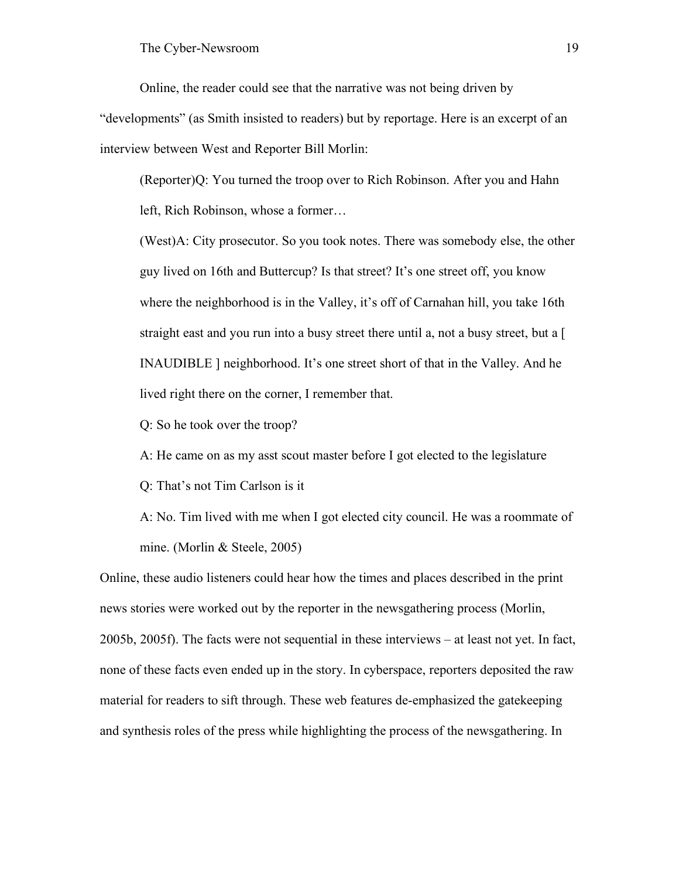Online, the reader could see that the narrative was not being driven by "developments" (as Smith insisted to readers) but by reportage. Here is an excerpt of an interview between West and Reporter Bill Morlin:

> (Reporter)Q: You turned the troop over to Rich Robinson. After you and Hahn left, Rich Robinson, whose a former…
>
> (West)A: City prosecutor. So you took notes. There was somebody else, the other guy lived on 16th and Buttercup? Is that street? It's one street off, you know where the neighborhood is in the Valley, it's off of Carnahan hill, you take 16th straight east and you run into a busy street there until a, not a busy street, but a [ INAUDIBLE ] neighborhood. It's one street short of that in the Valley. And he lived right there on the corner, I remember that.
>
> Q: So he took over the troop?
>
> A: He came on as my asst scout master before I got elected to the legislature
>
> Q: That's not Tim Carlson is it
>
> A: No. Tim lived with me when I got elected city council. He was a roommate of mine. (Morlin & Steele, 2005)

Online, these audio listeners could hear how the times and places described in the print news stories were worked out by the reporter in the newsgathering process (Morlin, 2005b, 2005f). The facts were not sequential in these interviews – at least not yet. In fact, none of these facts even ended up in the story. In cyberspace, reporters deposited the raw material for readers to sift through. These web features de-emphasized the gatekeeping and synthesis roles of the press while highlighting the process of the newsgathering. In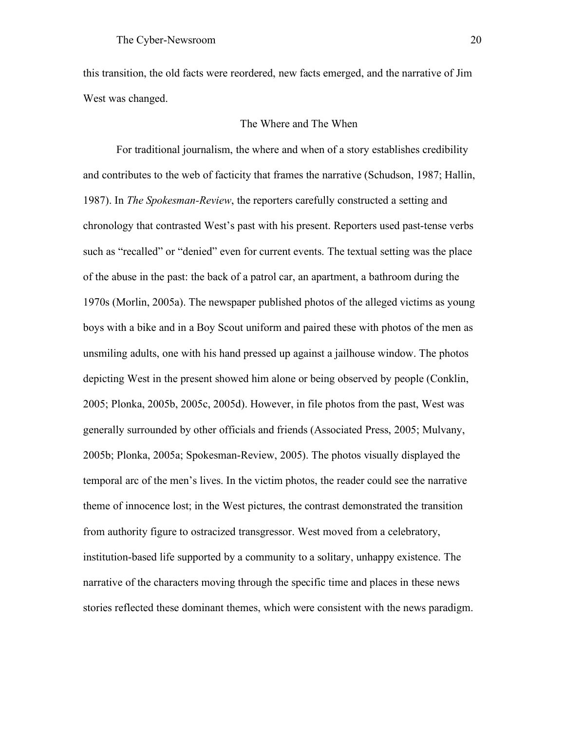this transition, the old facts were reordered, new facts emerged, and the narrative of Jim West was changed.

## The Where and The When

For traditional journalism, the where and when of a story establishes credibility and contributes to the web of facticity that frames the narrative (Schudson, 1987; Hallin, 1987). In *The Spokesman-Review*, the reporters carefully constructed a setting and chronology that contrasted West's past with his present. Reporters used past-tense verbs such as "recalled" or "denied" even for current events. The textual setting was the place of the abuse in the past: the back of a patrol car, an apartment, a bathroom during the 1970s (Morlin, 2005a). The newspaper published photos of the alleged victims as young boys with a bike and in a Boy Scout uniform and paired these with photos of the men as unsmiling adults, one with his hand pressed up against a jailhouse window. The photos depicting West in the present showed him alone or being observed by people (Conklin, 2005; Plonka, 2005b, 2005c, 2005d). However, in file photos from the past, West was generally surrounded by other officials and friends (Associated Press, 2005; Mulvany, 2005b; Plonka, 2005a; Spokesman-Review, 2005). The photos visually displayed the temporal arc of the men's lives. In the victim photos, the reader could see the narrative theme of innocence lost; in the West pictures, the contrast demonstrated the transition from authority figure to ostracized transgressor. West moved from a celebratory, institution-based life supported by a community to a solitary, unhappy existence. The narrative of the characters moving through the specific time and places in these news stories reflected these dominant themes, which were consistent with the news paradigm.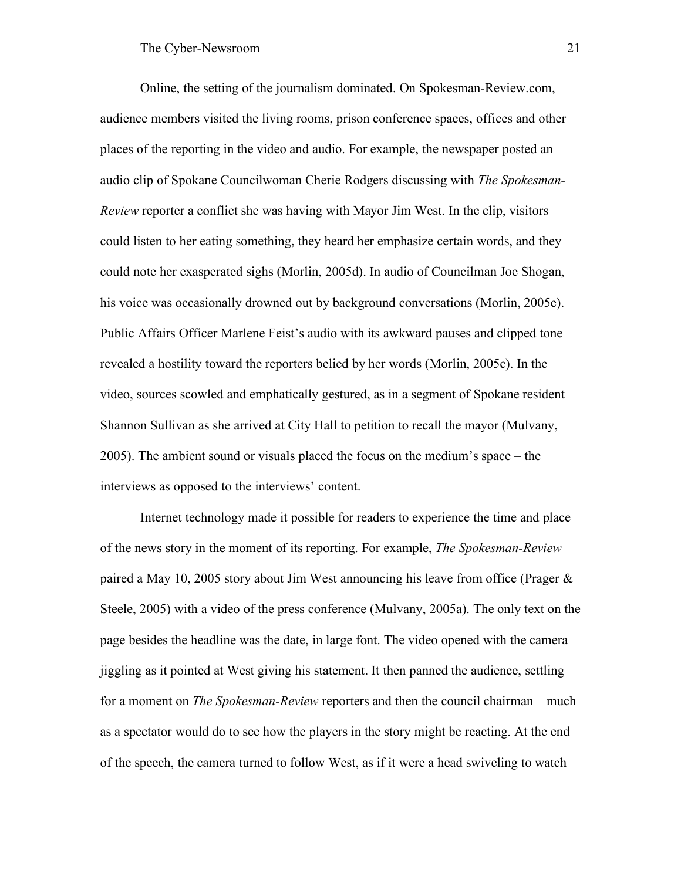Online, the setting of the journalism dominated. On Spokesman-Review.com, audience members visited the living rooms, prison conference spaces, offices and other places of the reporting in the video and audio. For example, the newspaper posted an audio clip of Spokane Councilwoman Cherie Rodgers discussing with *The Spokesman-Review* reporter a conflict she was having with Mayor Jim West. In the clip, visitors could listen to her eating something, they heard her emphasize certain words, and they could note her exasperated sighs (Morlin, 2005d). In audio of Councilman Joe Shogan, his voice was occasionally drowned out by background conversations (Morlin, 2005e). Public Affairs Officer Marlene Feist's audio with its awkward pauses and clipped tone revealed a hostility toward the reporters belied by her words (Morlin, 2005c). In the video, sources scowled and emphatically gestured, as in a segment of Spokane resident Shannon Sullivan as she arrived at City Hall to petition to recall the mayor (Mulvany, 2005). The ambient sound or visuals placed the focus on the medium's space – the interviews as opposed to the interviews' content.

Internet technology made it possible for readers to experience the time and place of the news story in the moment of its reporting. For example, *The Spokesman-Review* paired a May 10, 2005 story about Jim West announcing his leave from office (Prager & Steele, 2005) with a video of the press conference (Mulvany, 2005a). The only text on the page besides the headline was the date, in large font. The video opened with the camera jiggling as it pointed at West giving his statement. It then panned the audience, settling for a moment on *The Spokesman-Review* reporters and then the council chairman – much as a spectator would do to see how the players in the story might be reacting. At the end of the speech, the camera turned to follow West, as if it were a head swiveling to watch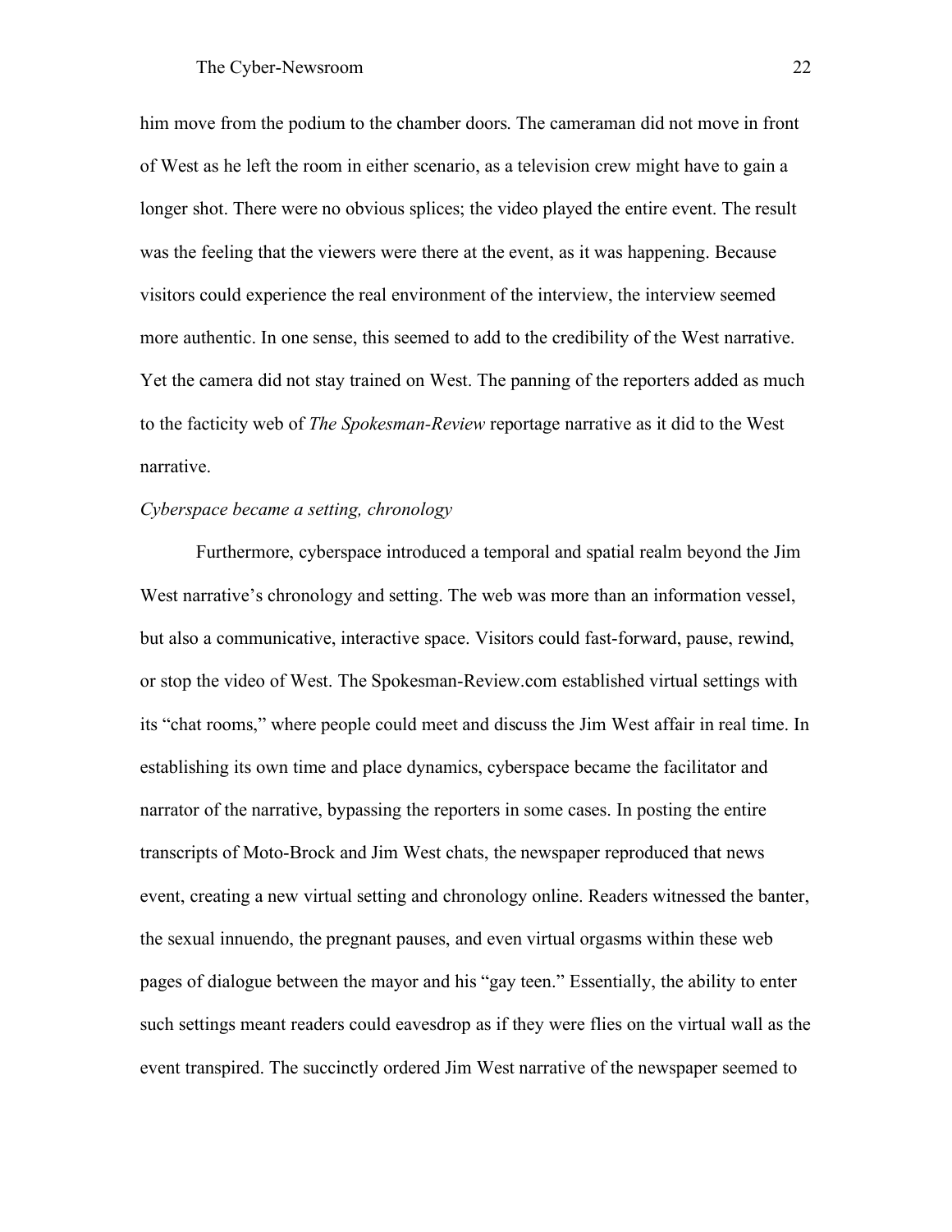him move from the podium to the chamber doors. The cameraman did not move in front of West as he left the room in either scenario, as a television crew might have to gain a longer shot. There were no obvious splices; the video played the entire event. The result was the feeling that the viewers were there at the event, as it was happening. Because visitors could experience the real environment of the interview, the interview seemed more authentic. In one sense, this seemed to add to the credibility of the West narrative. Yet the camera did not stay trained on West. The panning of the reporters added as much to the facticity web of *The Spokesman-Review* reportage narrative as it did to the West narrative.

*Cyberspace became a setting, chronology*

Furthermore, cyberspace introduced a temporal and spatial realm beyond the Jim West narrative's chronology and setting. The web was more than an information vessel, but also a communicative, interactive space. Visitors could fast-forward, pause, rewind, or stop the video of West. The Spokesman-Review.com established virtual settings with its "chat rooms," where people could meet and discuss the Jim West affair in real time. In establishing its own time and place dynamics, cyberspace became the facilitator and narrator of the narrative, bypassing the reporters in some cases. In posting the entire transcripts of Moto-Brock and Jim West chats, the newspaper reproduced that news event, creating a new virtual setting and chronology online. Readers witnessed the banter, the sexual innuendo, the pregnant pauses, and even virtual orgasms within these web pages of dialogue between the mayor and his "gay teen." Essentially, the ability to enter such settings meant readers could eavesdrop as if they were flies on the virtual wall as the event transpired. The succinctly ordered Jim West narrative of the newspaper seemed to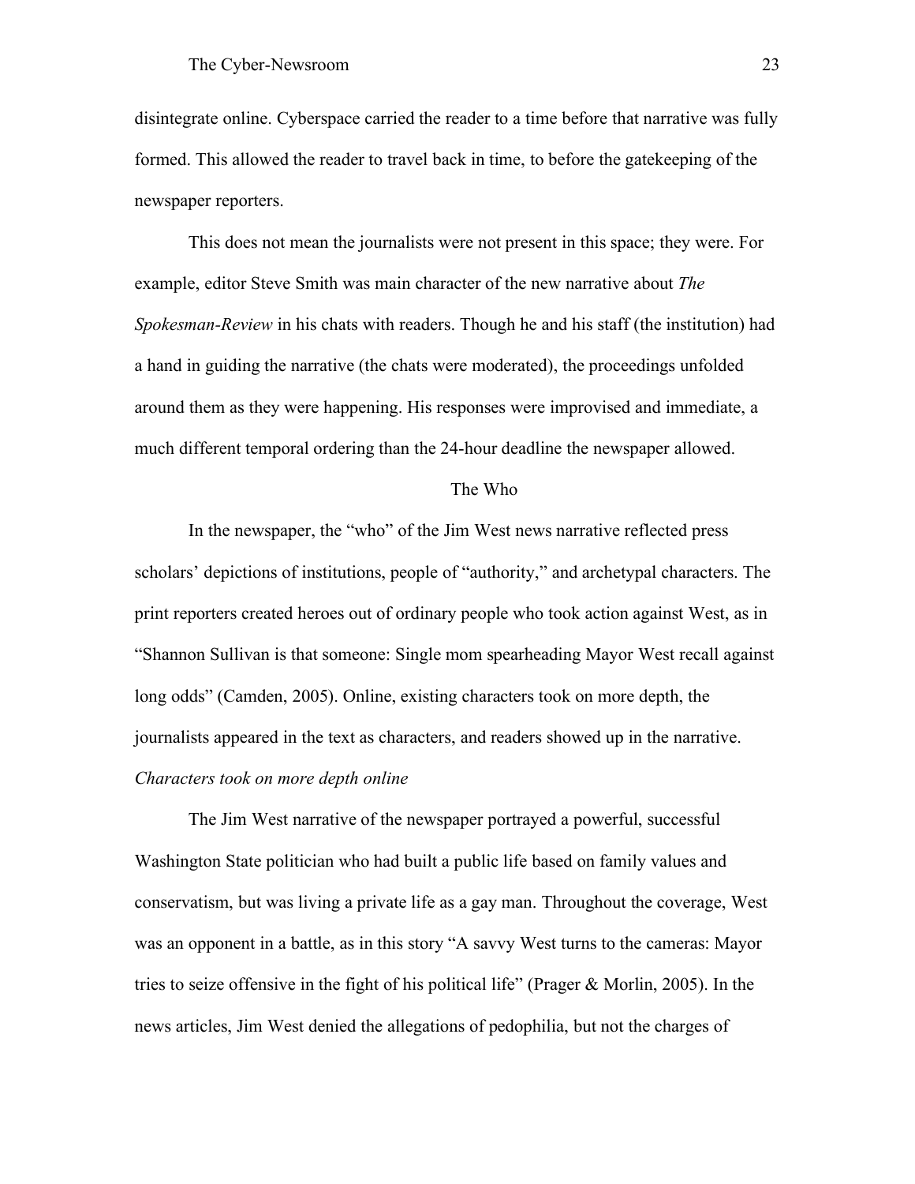disintegrate online. Cyberspace carried the reader to a time before that narrative was fully formed. This allowed the reader to travel back in time, to before the gatekeeping of the newspaper reporters.

This does not mean the journalists were not present in this space; they were. For example, editor Steve Smith was main character of the new narrative about *The Spokesman-Review* in his chats with readers. Though he and his staff (the institution) had a hand in guiding the narrative (the chats were moderated), the proceedings unfolded around them as they were happening. His responses were improvised and immediate, a much different temporal ordering than the 24-hour deadline the newspaper allowed.

## The Who

In the newspaper, the "who" of the Jim West news narrative reflected press scholars' depictions of institutions, people of "authority," and archetypal characters. The print reporters created heroes out of ordinary people who took action against West, as in "Shannon Sullivan is that someone: Single mom spearheading Mayor West recall against long odds" (Camden, 2005). Online, existing characters took on more depth, the journalists appeared in the text as characters, and readers showed up in the narrative.

### *Characters took on more depth online*

The Jim West narrative of the newspaper portrayed a powerful, successful Washington State politician who had built a public life based on family values and conservatism, but was living a private life as a gay man. Throughout the coverage, West was an opponent in a battle, as in this story "A savvy West turns to the cameras: Mayor tries to seize offensive in the fight of his political life" (Prager & Morlin, 2005). In the news articles, Jim West denied the allegations of pedophilia, but not the charges of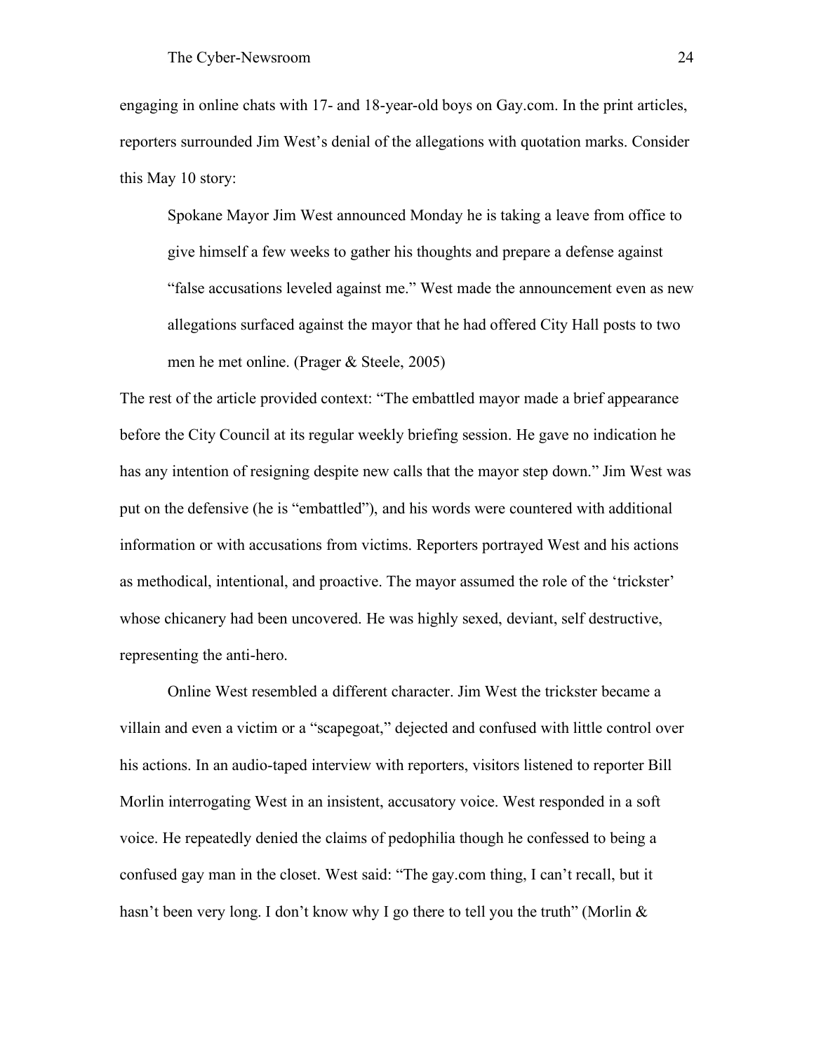engaging in online chats with 17- and 18-year-old boys on Gay.com. In the print articles, reporters surrounded Jim West's denial of the allegations with quotation marks. Consider this May 10 story:

> Spokane Mayor Jim West announced Monday he is taking a leave from office to give himself a few weeks to gather his thoughts and prepare a defense against "false accusations leveled against me." West made the announcement even as new allegations surfaced against the mayor that he had offered City Hall posts to two men he met online. (Prager & Steele, 2005)

The rest of the article provided context: "The embattled mayor made a brief appearance before the City Council at its regular weekly briefing session. He gave no indication he has any intention of resigning despite new calls that the mayor step down." Jim West was put on the defensive (he is "embattled"), and his words were countered with additional information or with accusations from victims. Reporters portrayed West and his actions as methodical, intentional, and proactive. The mayor assumed the role of the 'trickster' whose chicanery had been uncovered. He was highly sexed, deviant, self destructive, representing the anti-hero.

Online West resembled a different character. Jim West the trickster became a villain and even a victim or a "scapegoat," dejected and confused with little control over his actions. In an audio-taped interview with reporters, visitors listened to reporter Bill Morlin interrogating West in an insistent, accusatory voice. West responded in a soft voice. He repeatedly denied the claims of pedophilia though he confessed to being a confused gay man in the closet. West said: "The gay.com thing, I can't recall, but it hasn't been very long. I don't know why I go there to tell you the truth" (Morlin &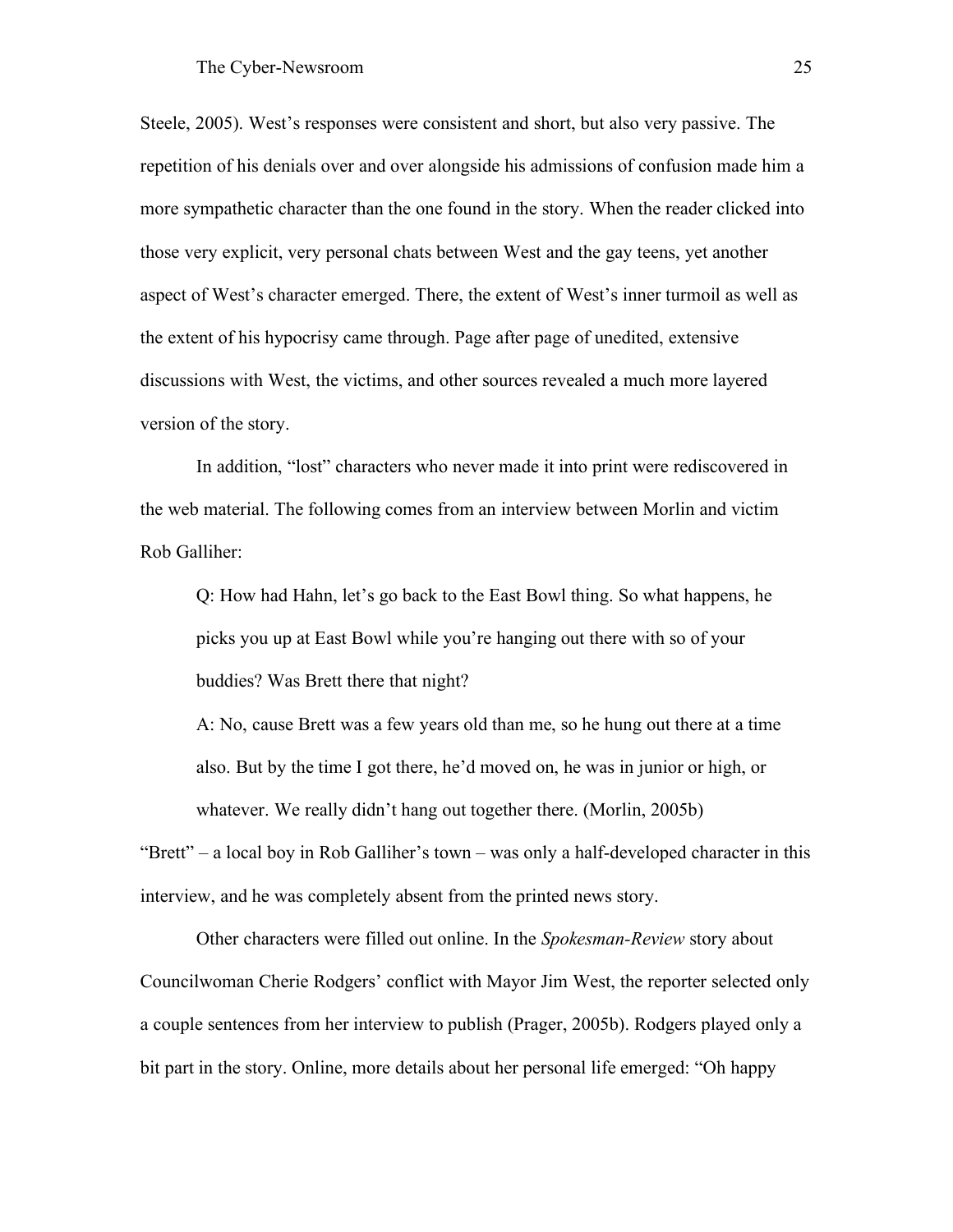Steele, 2005). West's responses were consistent and short, but also very passive. The repetition of his denials over and over alongside his admissions of confusion made him a more sympathetic character than the one found in the story. When the reader clicked into those very explicit, very personal chats between West and the gay teens, yet another aspect of West's character emerged. There, the extent of West's inner turmoil as well as the extent of his hypocrisy came through. Page after page of unedited, extensive discussions with West, the victims, and other sources revealed a much more layered version of the story.

In addition, "lost" characters who never made it into print were rediscovered in the web material. The following comes from an interview between Morlin and victim Rob Galliher:

> Q: How had Hahn, let's go back to the East Bowl thing. So what happens, he picks you up at East Bowl while you're hanging out there with so of your buddies? Was Brett there that night?
>
> A: No, cause Brett was a few years old than me, so he hung out there at a time also. But by the time I got there, he'd moved on, he was in junior or high, or whatever. We really didn't hang out together there. (Morlin, 2005b)

"Brett" – a local boy in Rob Galliher's town – was only a half-developed character in this interview, and he was completely absent from the printed news story.

Other characters were filled out online. In the *Spokesman-Review* story about Councilwoman Cherie Rodgers' conflict with Mayor Jim West, the reporter selected only a couple sentences from her interview to publish (Prager, 2005b). Rodgers played only a bit part in the story. Online, more details about her personal life emerged: "Oh happy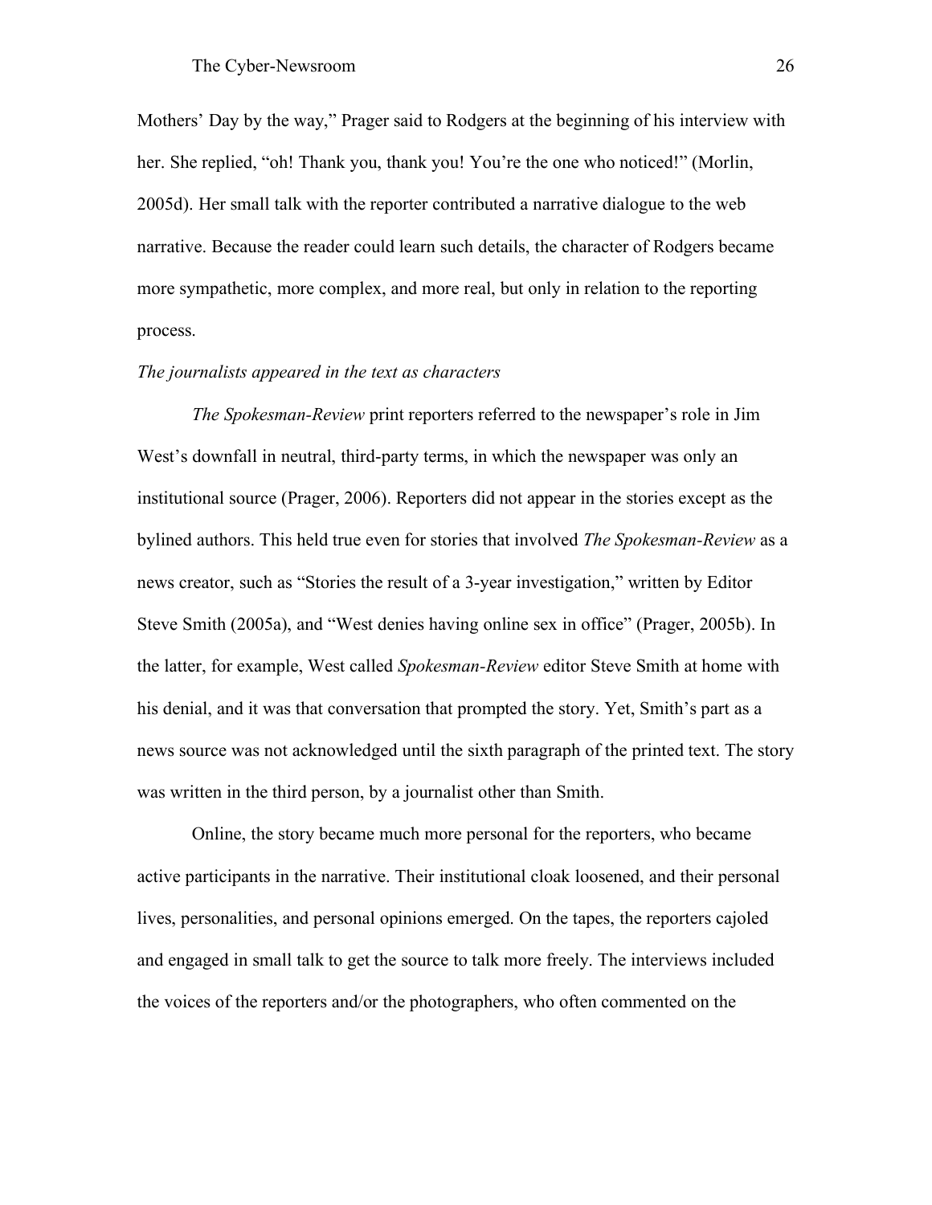Mothers' Day by the way," Prager said to Rodgers at the beginning of his interview with her. She replied, "oh! Thank you, thank you! You're the one who noticed!" (Morlin, 2005d). Her small talk with the reporter contributed a narrative dialogue to the web narrative. Because the reader could learn such details, the character of Rodgers became more sympathetic, more complex, and more real, but only in relation to the reporting process.

*The journalists appeared in the text as characters*

*The Spokesman-Review* print reporters referred to the newspaper's role in Jim West's downfall in neutral, third-party terms, in which the newspaper was only an institutional source (Prager, 2006). Reporters did not appear in the stories except as the bylined authors. This held true even for stories that involved *The Spokesman-Review* as a news creator, such as "Stories the result of a 3-year investigation," written by Editor Steve Smith (2005a), and "West denies having online sex in office" (Prager, 2005b). In the latter, for example, West called *Spokesman-Review* editor Steve Smith at home with his denial, and it was that conversation that prompted the story. Yet, Smith's part as a news source was not acknowledged until the sixth paragraph of the printed text. The story was written in the third person, by a journalist other than Smith.

Online, the story became much more personal for the reporters, who became active participants in the narrative. Their institutional cloak loosened, and their personal lives, personalities, and personal opinions emerged. On the tapes, the reporters cajoled and engaged in small talk to get the source to talk more freely. The interviews included the voices of the reporters and/or the photographers, who often commented on the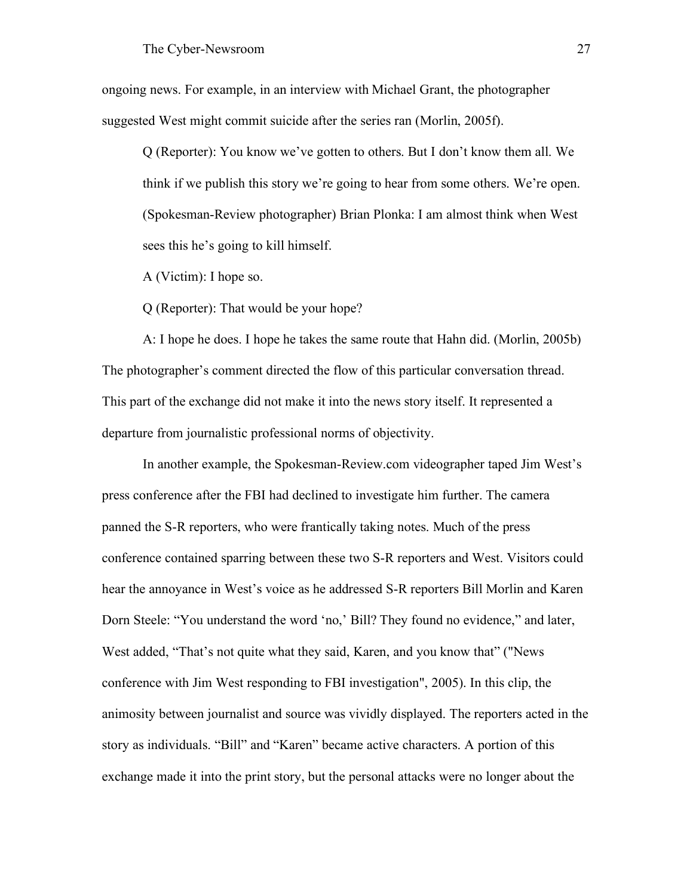ongoing news. For example, in an interview with Michael Grant, the photographer suggested West might commit suicide after the series ran (Morlin, 2005f).

> Q (Reporter): You know we've gotten to others. But I don't know them all. We think if we publish this story we're going to hear from some others. We're open. (Spokesman-Review photographer) Brian Plonka: I am almost think when West sees this he's going to kill himself.
>
> A (Victim): I hope so.
>
> Q (Reporter): That would be your hope?
>
> A: I hope he does. I hope he takes the same route that Hahn did. (Morlin, 2005b)

The photographer's comment directed the flow of this particular conversation thread. This part of the exchange did not make it into the news story itself. It represented a departure from journalistic professional norms of objectivity.

In another example, the Spokesman-Review.com videographer taped Jim West's press conference after the FBI had declined to investigate him further. The camera panned the S-R reporters, who were frantically taking notes. Much of the press conference contained sparring between these two S-R reporters and West. Visitors could hear the annoyance in West's voice as he addressed S-R reporters Bill Morlin and Karen Dorn Steele: "You understand the word 'no,' Bill? They found no evidence," and later, West added, "That's not quite what they said, Karen, and you know that" ("News conference with Jim West responding to FBI investigation", 2005). In this clip, the animosity between journalist and source was vividly displayed. The reporters acted in the story as individuals. "Bill" and "Karen" became active characters. A portion of this exchange made it into the print story, but the personal attacks were no longer about the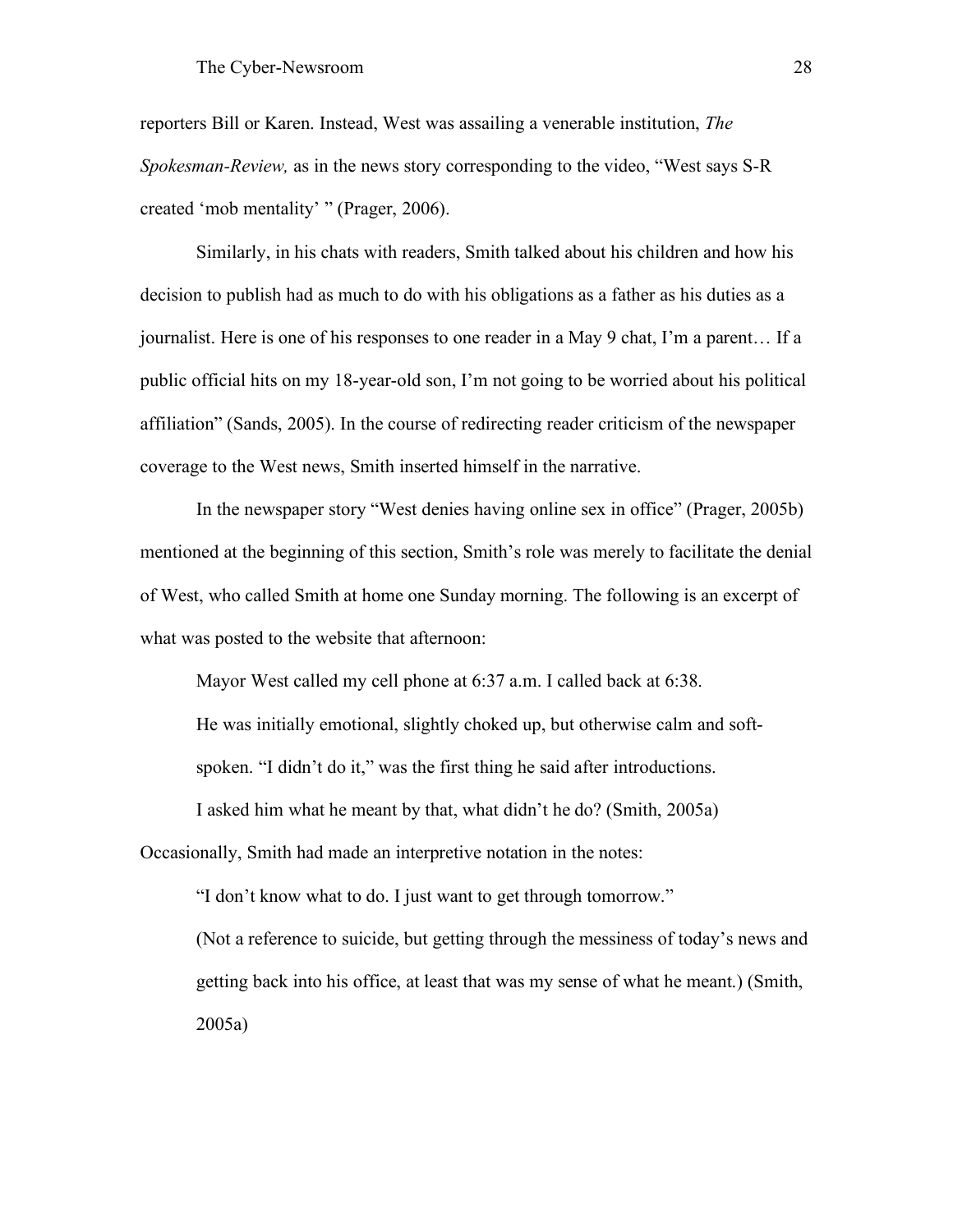reporters Bill or Karen. Instead, West was assailing a venerable institution, *The Spokesman-Review,* as in the news story corresponding to the video, "West says S-R created 'mob mentality' " (Prager, 2006).

Similarly, in his chats with readers, Smith talked about his children and how his decision to publish had as much to do with his obligations as a father as his duties as a journalist. Here is one of his responses to one reader in a May 9 chat, I'm a parent… If a public official hits on my 18-year-old son, I'm not going to be worried about his political affiliation" (Sands, 2005). In the course of redirecting reader criticism of the newspaper coverage to the West news, Smith inserted himself in the narrative.

In the newspaper story "West denies having online sex in office" (Prager, 2005b) mentioned at the beginning of this section, Smith's role was merely to facilitate the denial of West, who called Smith at home one Sunday morning. The following is an excerpt of what was posted to the website that afternoon:

> Mayor West called my cell phone at 6:37 a.m. I called back at 6:38.
>
> He was initially emotional, slightly choked up, but otherwise calm and soft-spoken. "I didn't do it," was the first thing he said after introductions.
>
> I asked him what he meant by that, what didn't he do? (Smith, 2005a)

Occasionally, Smith had made an interpretive notation in the notes:

> "I don't know what to do. I just want to get through tomorrow."
>
> (Not a reference to suicide, but getting through the messiness of today's news and getting back into his office, at least that was my sense of what he meant.) (Smith, 2005a)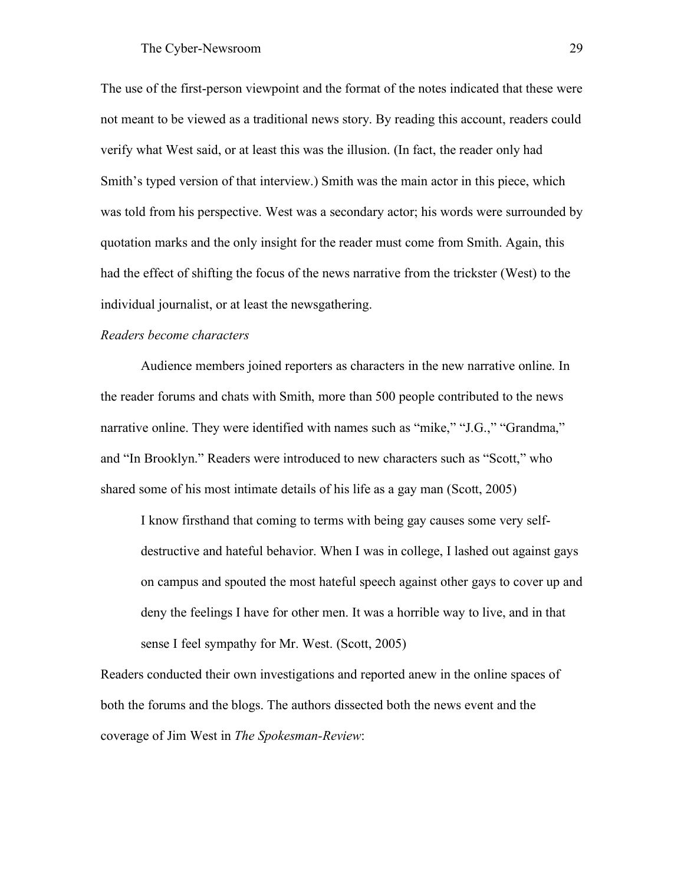The use of the first-person viewpoint and the format of the notes indicated that these were not meant to be viewed as a traditional news story. By reading this account, readers could verify what West said, or at least this was the illusion. (In fact, the reader only had Smith's typed version of that interview.) Smith was the main actor in this piece, which was told from his perspective. West was a secondary actor; his words were surrounded by quotation marks and the only insight for the reader must come from Smith. Again, this had the effect of shifting the focus of the news narrative from the trickster (West) to the individual journalist, or at least the newsgathering.

*Readers become characters*

Audience members joined reporters as characters in the new narrative online. In the reader forums and chats with Smith, more than 500 people contributed to the news narrative online. They were identified with names such as "mike," "J.G.," "Grandma," and "In Brooklyn." Readers were introduced to new characters such as "Scott," who shared some of his most intimate details of his life as a gay man (Scott, 2005)

> I know firsthand that coming to terms with being gay causes some very self-destructive and hateful behavior. When I was in college, I lashed out against gays on campus and spouted the most hateful speech against other gays to cover up and deny the feelings I have for other men. It was a horrible way to live, and in that sense I feel sympathy for Mr. West. (Scott, 2005)

Readers conducted their own investigations and reported anew in the online spaces of both the forums and the blogs. The authors dissected both the news event and the coverage of Jim West in *The Spokesman-Review*: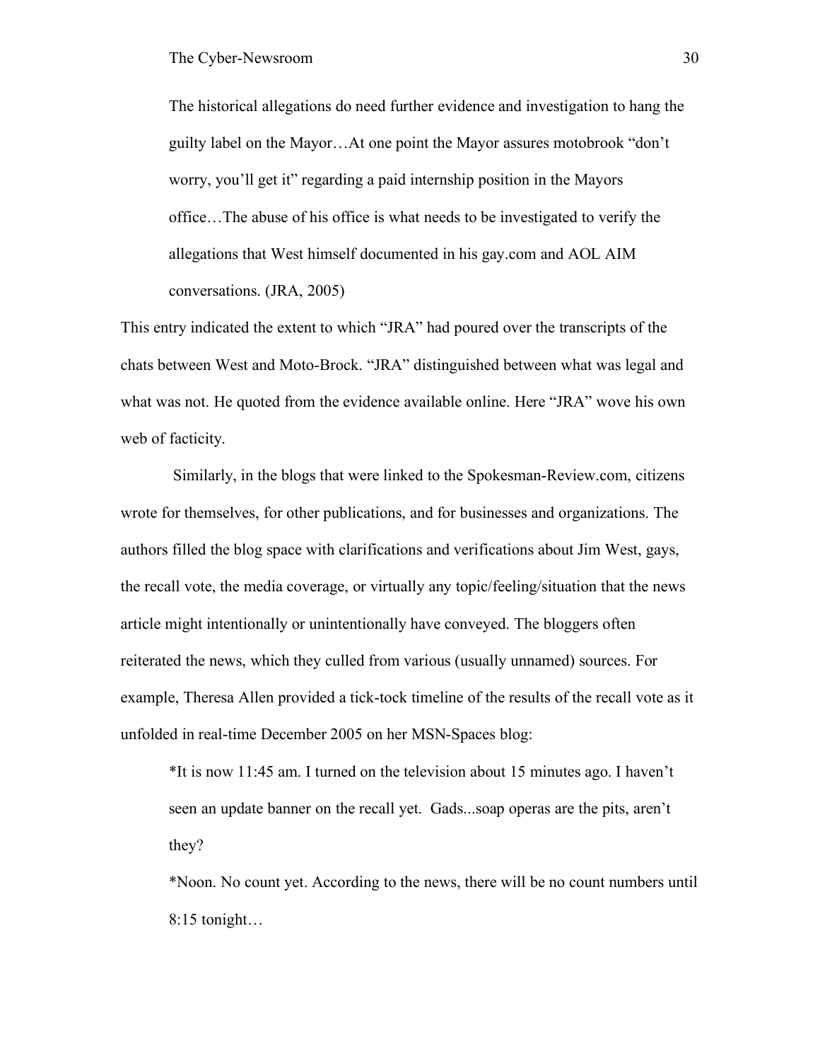> The historical allegations do need further evidence and investigation to hang the guilty label on the Mayor…At one point the Mayor assures motobrook "don't worry, you'll get it" regarding a paid internship position in the Mayors office…The abuse of his office is what needs to be investigated to verify the allegations that West himself documented in his gay.com and AOL AIM conversations. (JRA, 2005)

This entry indicated the extent to which "JRA" had poured over the transcripts of the chats between West and Moto-Brock. "JRA" distinguished between what was legal and what was not. He quoted from the evidence available online. Here "JRA" wove his own web of facticity.

Similarly, in the blogs that were linked to the Spokesman-Review.com, citizens wrote for themselves, for other publications, and for businesses and organizations. The authors filled the blog space with clarifications and verifications about Jim West, gays, the recall vote, the media coverage, or virtually any topic/feeling/situation that the news article might intentionally or unintentionally have conveyed. The bloggers often reiterated the news, which they culled from various (usually unnamed) sources. For example, Theresa Allen provided a tick-tock timeline of the results of the recall vote as it unfolded in real-time December 2005 on her MSN-Spaces blog:

> *It is now 11:45 am. I turned on the television about 15 minutes ago. I haven't seen an update banner on the recall yet. Gads...soap operas are the pits, aren't they?
>
> *Noon. No count yet. According to the news, there will be no count numbers until 8:15 tonight…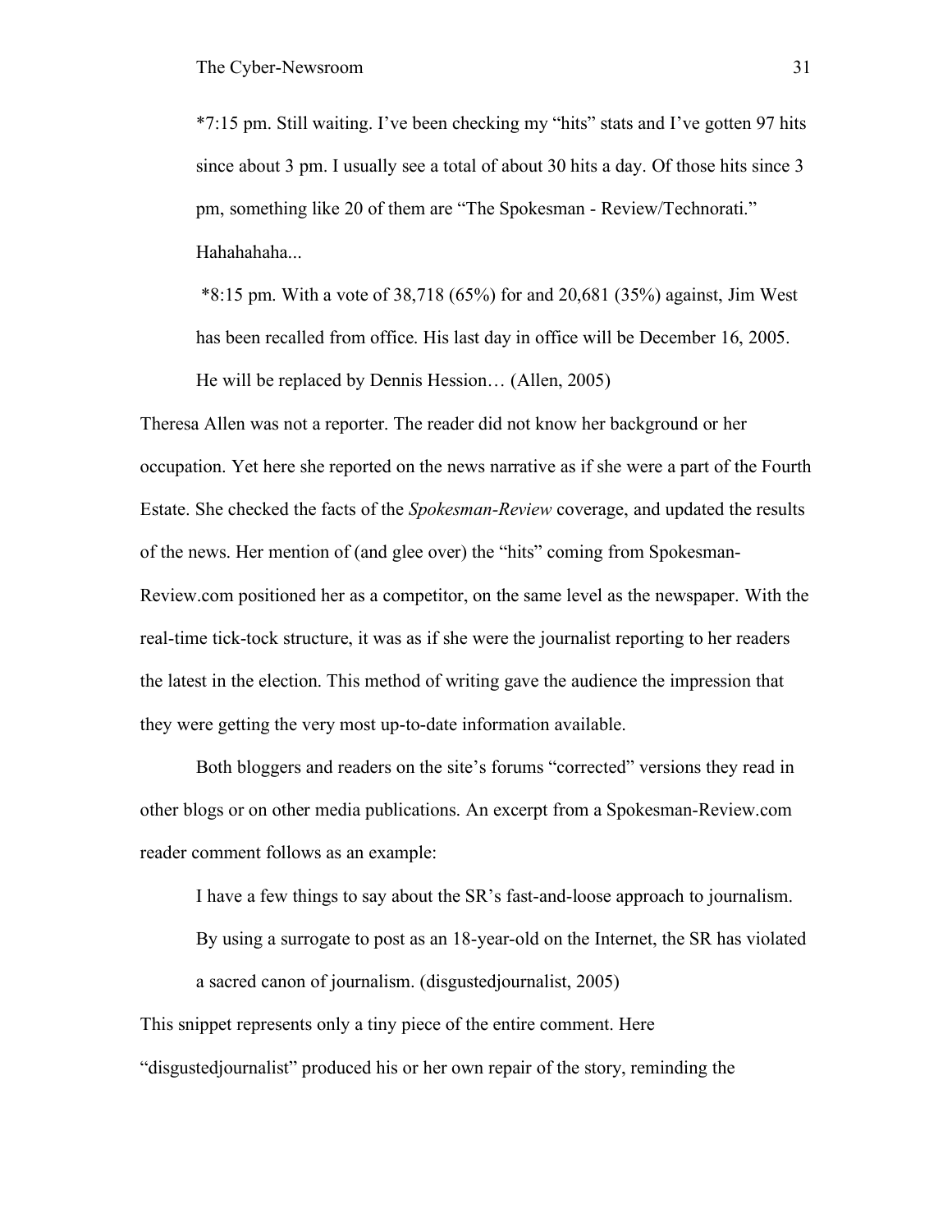> *7:15 pm. Still waiting. I've been checking my "hits" stats and I've gotten 97 hits since about 3 pm. I usually see a total of about 30 hits a day. Of those hits since 3 pm, something like 20 of them are "The Spokesman - Review/Technorati." Hahahahaha...
>
> *8:15 pm. With a vote of 38,718 (65%) for and 20,681 (35%) against, Jim West has been recalled from office. His last day in office will be December 16, 2005. He will be replaced by Dennis Hession… (Allen, 2005)

Theresa Allen was not a reporter. The reader did not know her background or her occupation. Yet here she reported on the news narrative as if she were a part of the Fourth Estate. She checked the facts of the *Spokesman-Review* coverage, and updated the results of the news. Her mention of (and glee over) the "hits" coming from Spokesman-Review.com positioned her as a competitor, on the same level as the newspaper. With the real-time tick-tock structure, it was as if she were the journalist reporting to her readers the latest in the election. This method of writing gave the audience the impression that they were getting the very most up-to-date information available.

Both bloggers and readers on the site's forums "corrected" versions they read in other blogs or on other media publications. An excerpt from a Spokesman-Review.com reader comment follows as an example:

> I have a few things to say about the SR's fast-and-loose approach to journalism. By using a surrogate to post as an 18-year-old on the Internet, the SR has violated a sacred canon of journalism. (disgustedjournalist, 2005)

This snippet represents only a tiny piece of the entire comment. Here "disgustedjournalist" produced his or her own repair of the story, reminding the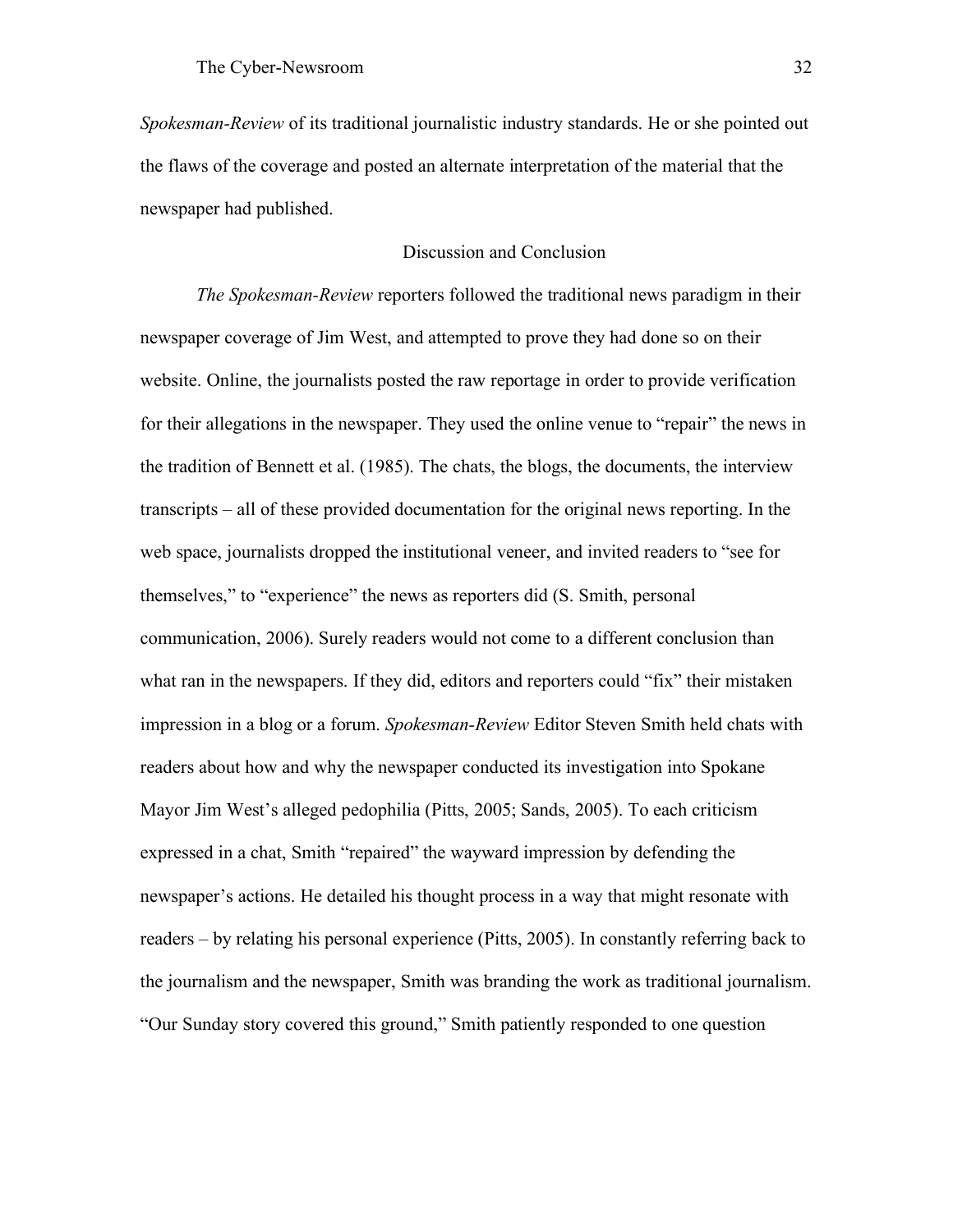*Spokesman-Review* of its traditional journalistic industry standards. He or she pointed out the flaws of the coverage and posted an alternate interpretation of the material that the newspaper had published.

## Discussion and Conclusion

*The Spokesman-Review* reporters followed the traditional news paradigm in their newspaper coverage of Jim West, and attempted to prove they had done so on their website. Online, the journalists posted the raw reportage in order to provide verification for their allegations in the newspaper. They used the online venue to "repair" the news in the tradition of Bennett et al. (1985). The chats, the blogs, the documents, the interview transcripts – all of these provided documentation for the original news reporting. In the web space, journalists dropped the institutional veneer, and invited readers to "see for themselves," to "experience" the news as reporters did (S. Smith, personal communication, 2006). Surely readers would not come to a different conclusion than what ran in the newspapers. If they did, editors and reporters could "fix" their mistaken impression in a blog or a forum. *Spokesman-Review* Editor Steven Smith held chats with readers about how and why the newspaper conducted its investigation into Spokane Mayor Jim West's alleged pedophilia (Pitts, 2005; Sands, 2005). To each criticism expressed in a chat, Smith "repaired" the wayward impression by defending the newspaper's actions. He detailed his thought process in a way that might resonate with readers – by relating his personal experience (Pitts, 2005). In constantly referring back to the journalism and the newspaper, Smith was branding the work as traditional journalism. "Our Sunday story covered this ground," Smith patiently responded to one question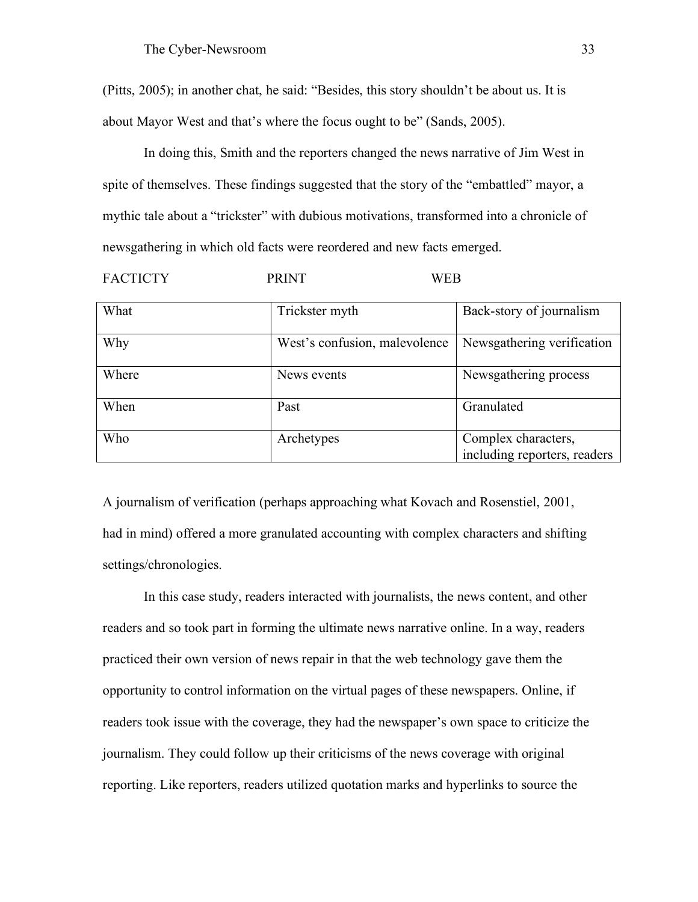(Pitts, 2005); in another chat, he said: "Besides, this story shouldn't be about us. It is about Mayor West and that's where the focus ought to be" (Sands, 2005).

In doing this, Smith and the reporters changed the news narrative of Jim West in spite of themselves. These findings suggested that the story of the "embattled" mayor, a mythic tale about a "trickster" with dubious motivations, transformed into a chronicle of newsgathering in which old facts were reordered and new facts emerged.

| FACTICTY | PRINT | WEB |
|---|---|---|
| What | Trickster myth | Back-story of journalism |
| Why | West's confusion, malevolence | Newsgathering verification |
| Where | News events | Newsgathering process |
| When | Past | Granulated |
| Who | Archetypes | Complex characters, including reporters, readers |

A journalism of verification (perhaps approaching what Kovach and Rosenstiel, 2001, had in mind) offered a more granulated accounting with complex characters and shifting settings/chronologies.

In this case study, readers interacted with journalists, the news content, and other readers and so took part in forming the ultimate news narrative online. In a way, readers practiced their own version of news repair in that the web technology gave them the opportunity to control information on the virtual pages of these newspapers. Online, if readers took issue with the coverage, they had the newspaper's own space to criticize the journalism. They could follow up their criticisms of the news coverage with original reporting. Like reporters, readers utilized quotation marks and hyperlinks to source the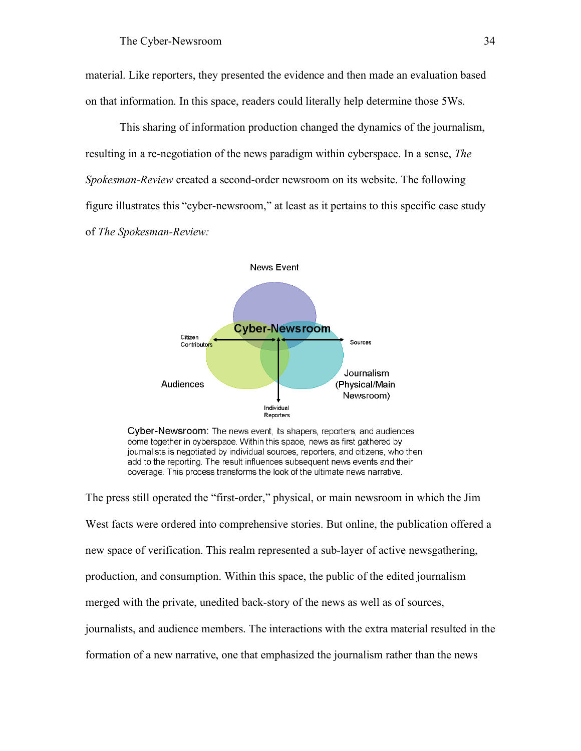material. Like reporters, they presented the evidence and then made an evaluation based on that information. In this space, readers could literally help determine those 5Ws.

This sharing of information production changed the dynamics of the journalism, resulting in a re-negotiation of the news paradigm within cyberspace. In a sense, *The Spokesman-Review* created a second-order newsroom on its website. The following figure illustrates this "cyber-newsroom," at least as it pertains to this specific case study of *The Spokesman-Review:*

Cyber-Newsroom: The news event, its shapers, reporters, and audiences come together in cyberspace. Within this space, news as first gathered by journalists is negotiated by individual sources, reporters, and citizens, who then add to the reporting. The result influences subsequent news events and their coverage. This process transforms the look of the ultimate news narrative.

The press still operated the "first-order," physical, or main newsroom in which the Jim West facts were ordered into comprehensive stories. But online, the publication offered a new space of verification. This realm represented a sub-layer of active newsgathering, production, and consumption. Within this space, the public of the edited journalism merged with the private, unedited back-story of the news as well as of sources, journalists, and audience members. The interactions with the extra material resulted in the formation of a new narrative, one that emphasized the journalism rather than the news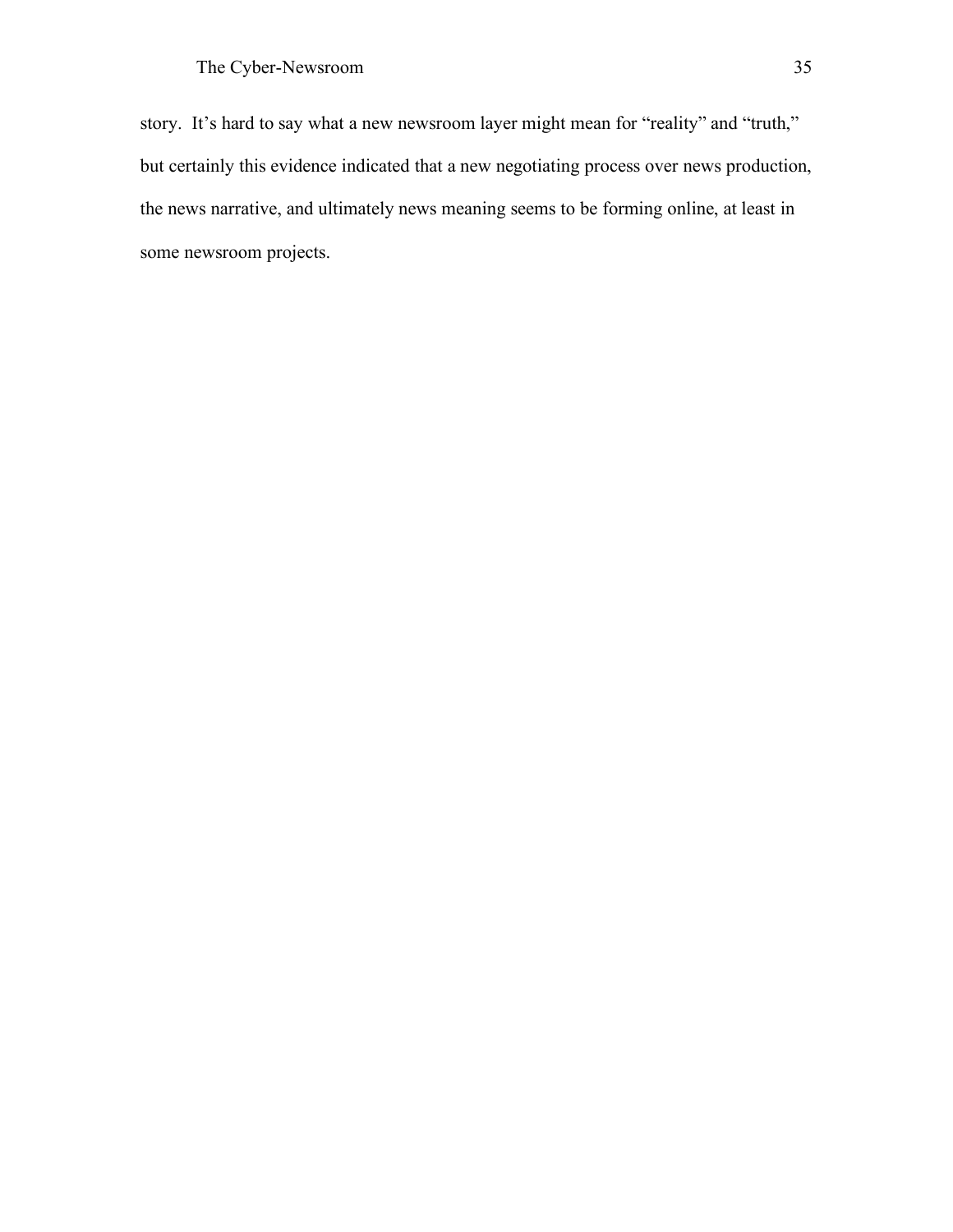story. It's hard to say what a new newsroom layer might mean for "reality" and "truth," but certainly this evidence indicated that a new negotiating process over news production, the news narrative, and ultimately news meaning seems to be forming online, at least in some newsroom projects.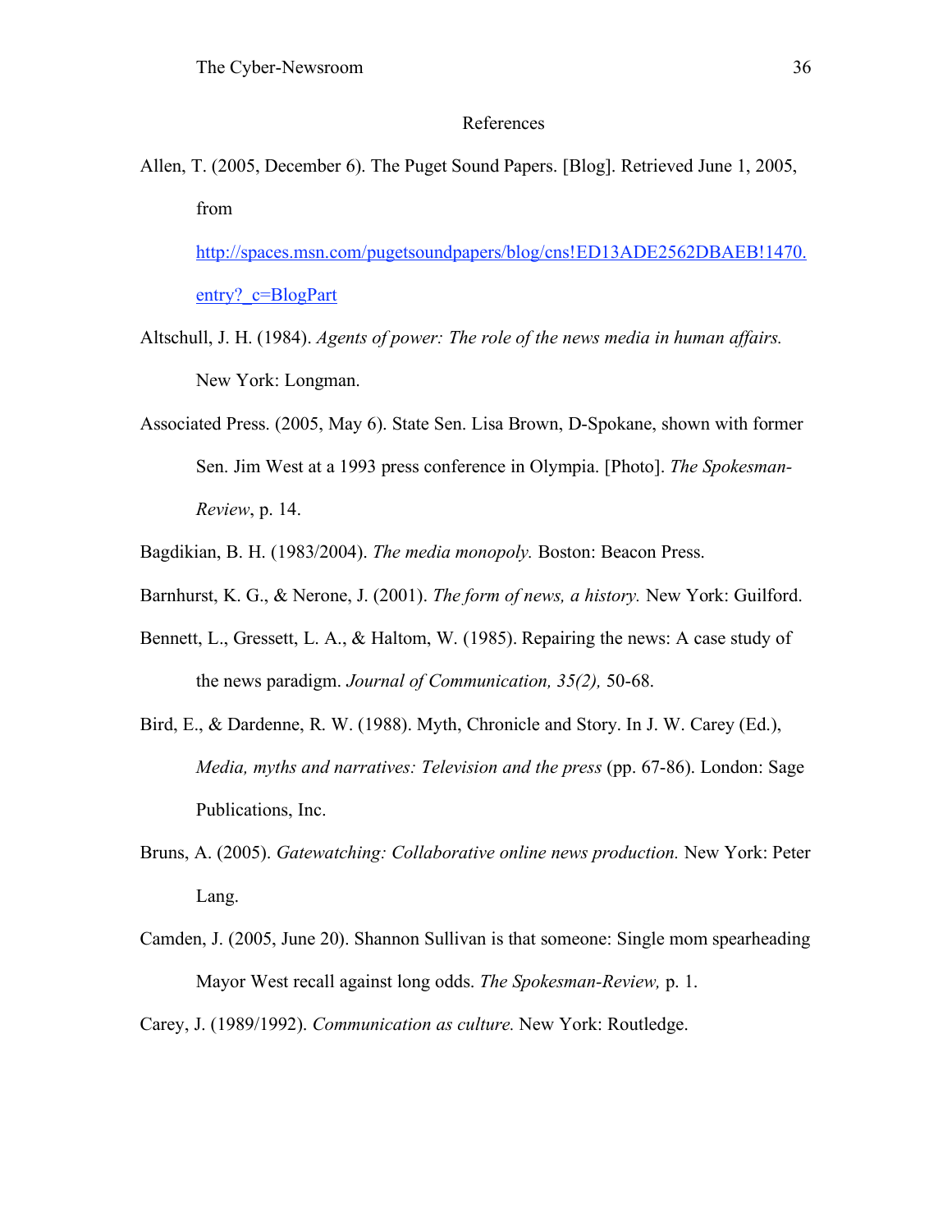## References

Allen, T. (2005, December 6). The Puget Sound Papers. [Blog]. Retrieved June 1, 2005, from http://spaces.msn.com/pugetsoundpapers/blog/cns!ED13ADE2562DBAEB!1470.entry?_c=BlogPart

Altschull, J. H. (1984). *Agents of power: The role of the news media in human affairs.* New York: Longman.

Associated Press. (2005, May 6). State Sen. Lisa Brown, D-Spokane, shown with former Sen. Jim West at a 1993 press conference in Olympia. [Photo]. *The Spokesman-Review*, p. 14.

Bagdikian, B. H. (1983/2004). *The media monopoly.* Boston: Beacon Press.

Barnhurst, K. G., & Nerone, J. (2001). *The form of news, a history.* New York: Guilford.

Bennett, L., Gressett, L. A., & Haltom, W. (1985). Repairing the news: A case study of the news paradigm. *Journal of Communication, 35(2),* 50-68.

Bird, E., & Dardenne, R. W. (1988). Myth, Chronicle and Story. In J. W. Carey (Ed.), *Media, myths and narratives: Television and the press* (pp. 67-86). London: Sage Publications, Inc.

Bruns, A. (2005). *Gatewatching: Collaborative online news production.* New York: Peter Lang.

Camden, J. (2005, June 20). Shannon Sullivan is that someone: Single mom spearheading Mayor West recall against long odds. *The Spokesman-Review,* p. 1.

Carey, J. (1989/1992). *Communication as culture.* New York: Routledge.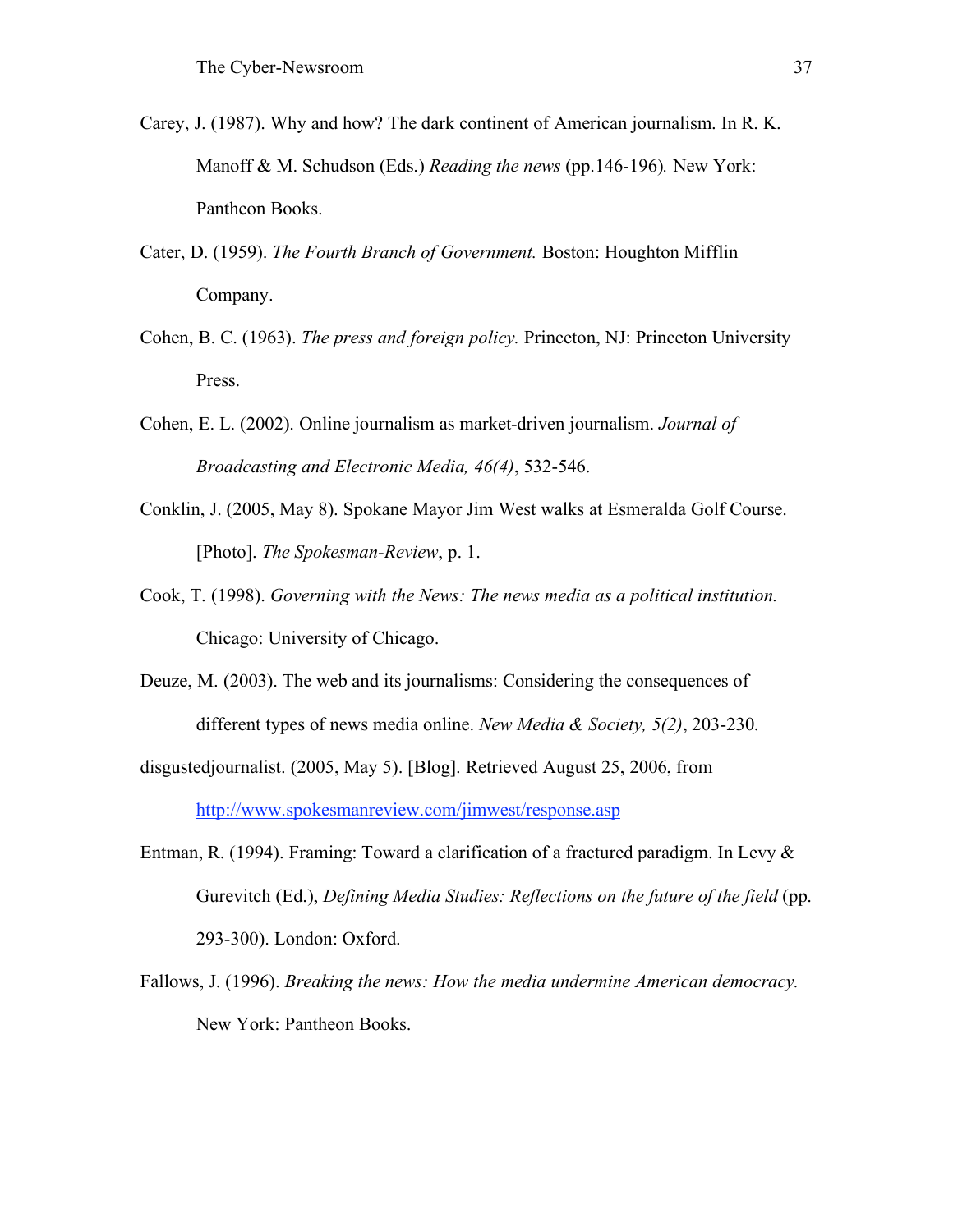Carey, J. (1987). Why and how? The dark continent of American journalism. In R. K. Manoff & M. Schudson (Eds.) *Reading the news* (pp.146-196)*.* New York: Pantheon Books.

Cater, D. (1959). *The Fourth Branch of Government.* Boston: Houghton Mifflin Company.

Cohen, B. C. (1963). *The press and foreign policy.* Princeton, NJ: Princeton University Press.

Cohen, E. L. (2002). Online journalism as market-driven journalism. *Journal of Broadcasting and Electronic Media, 46(4)*, 532-546.

Conklin, J. (2005, May 8). Spokane Mayor Jim West walks at Esmeralda Golf Course. [Photo]. *The Spokesman-Review*, p. 1.

Cook, T. (1998). *Governing with the News: The news media as a political institution.* Chicago: University of Chicago.

Deuze, M. (2003). The web and its journalisms: Considering the consequences of different types of news media online. *New Media & Society, 5(2)*, 203-230.

disgustedjournalist. (2005, May 5). [Blog]. Retrieved August 25, 2006, from http://www.spokesmanreview.com/jimwest/response.asp

Entman, R. (1994). Framing: Toward a clarification of a fractured paradigm. In Levy & Gurevitch (Ed.), *Defining Media Studies: Reflections on the future of the field* (pp. 293-300). London: Oxford.

Fallows, J. (1996). *Breaking the news: How the media undermine American democracy.* New York: Pantheon Books.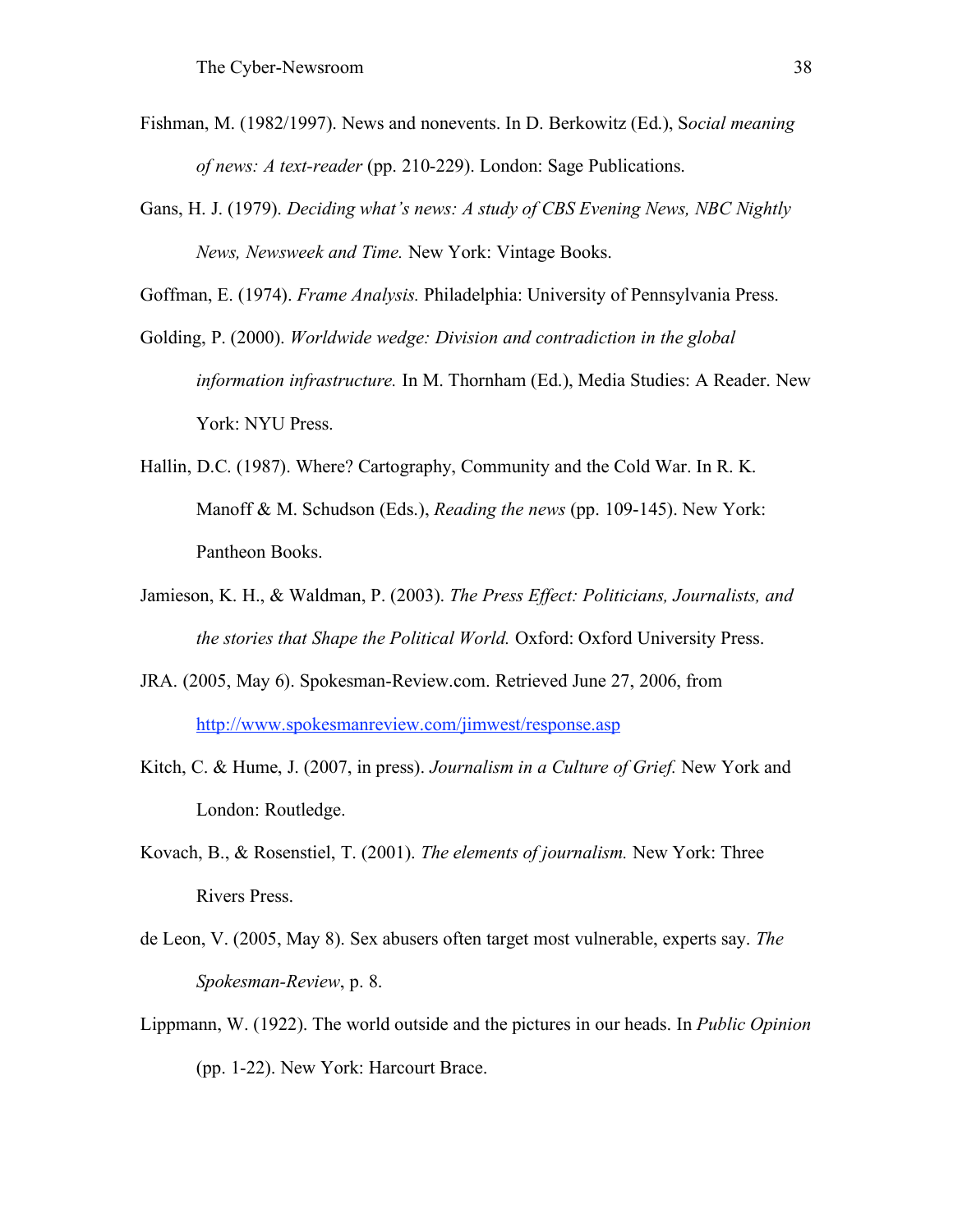Fishman, M. (1982/1997). News and nonevents. In D. Berkowitz (Ed.), S*ocial meaning of news: A text-reader* (pp. 210-229). London: Sage Publications.

Gans, H. J. (1979). *Deciding what's news: A study of CBS Evening News, NBC Nightly News, Newsweek and Time.* New York: Vintage Books.

Goffman, E. (1974). *Frame Analysis.* Philadelphia: University of Pennsylvania Press.

Golding, P. (2000). *Worldwide wedge: Division and contradiction in the global information infrastructure.* In M. Thornham (Ed.), Media Studies: A Reader. New York: NYU Press.

Hallin, D.C. (1987). Where? Cartography, Community and the Cold War. In R. K. Manoff & M. Schudson (Eds.), *Reading the news* (pp. 109-145). New York: Pantheon Books.

Jamieson, K. H., & Waldman, P. (2003). *The Press Effect: Politicians, Journalists, and the stories that Shape the Political World.* Oxford: Oxford University Press.

JRA. (2005, May 6). Spokesman-Review.com. Retrieved June 27, 2006, from http://www.spokesmanreview.com/jimwest/response.asp

Kitch, C. & Hume, J. (2007, in press). *Journalism in a Culture of Grief.* New York and London: Routledge.

Kovach, B., & Rosenstiel, T. (2001). *The elements of journalism.* New York: Three Rivers Press.

de Leon, V. (2005, May 8). Sex abusers often target most vulnerable, experts say. *The Spokesman-Review*, p. 8.

Lippmann, W. (1922). The world outside and the pictures in our heads. In *Public Opinion* (pp. 1-22). New York: Harcourt Brace.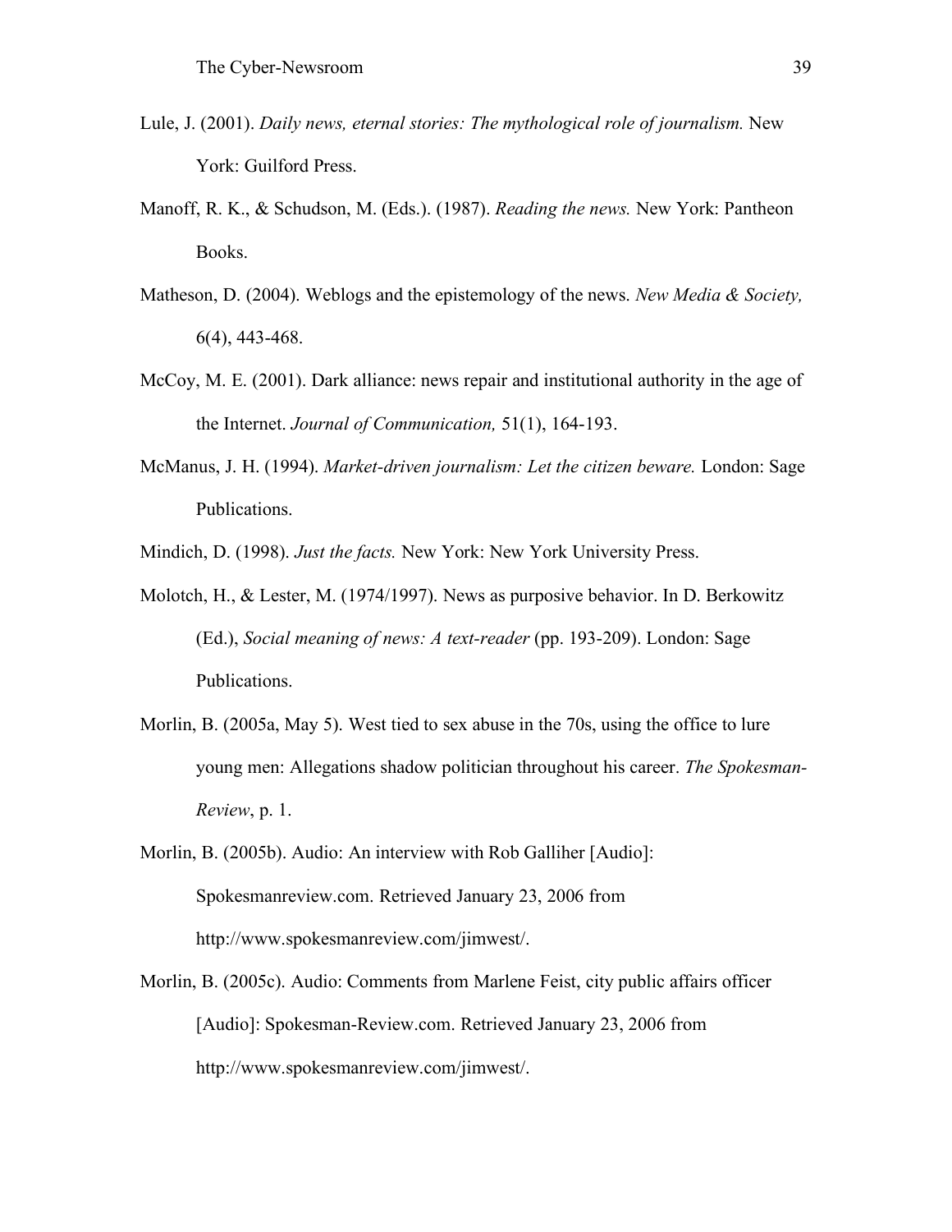Lule, J. (2001). *Daily news, eternal stories: The mythological role of journalism.* New York: Guilford Press.

Manoff, R. K., & Schudson, M. (Eds.). (1987). *Reading the news.* New York: Pantheon Books.

Matheson, D. (2004). Weblogs and the epistemology of the news. *New Media & Society,* 6(4), 443-468.

McCoy, M. E. (2001). Dark alliance: news repair and institutional authority in the age of the Internet. *Journal of Communication,* 51(1), 164-193.

McManus, J. H. (1994). *Market-driven journalism: Let the citizen beware.* London: Sage Publications.

Mindich, D. (1998). *Just the facts.* New York: New York University Press.

Molotch, H., & Lester, M. (1974/1997). News as purposive behavior. In D. Berkowitz (Ed.), *Social meaning of news: A text-reader* (pp. 193-209). London: Sage Publications.

Morlin, B. (2005a, May 5). West tied to sex abuse in the 70s, using the office to lure young men: Allegations shadow politician throughout his career. *The Spokesman-Review*, p. 1.

Morlin, B. (2005b). Audio: An interview with Rob Galliher [Audio]: Spokesmanreview.com. Retrieved January 23, 2006 from http://www.spokesmanreview.com/jimwest/.

Morlin, B. (2005c). Audio: Comments from Marlene Feist, city public affairs officer [Audio]: Spokesman-Review.com. Retrieved January 23, 2006 from http://www.spokesmanreview.com/jimwest/.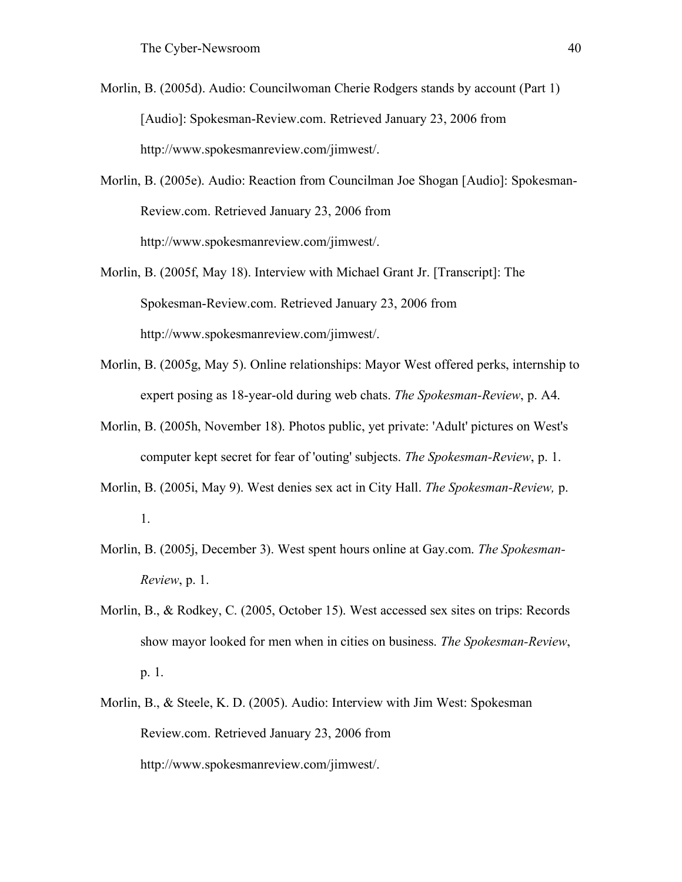Morlin, B. (2005d). Audio: Councilwoman Cherie Rodgers stands by account (Part 1) [Audio]: Spokesman-Review.com. Retrieved January 23, 2006 from http://www.spokesmanreview.com/jimwest/.

Morlin, B. (2005e). Audio: Reaction from Councilman Joe Shogan [Audio]: Spokesman-Review.com. Retrieved January 23, 2006 from http://www.spokesmanreview.com/jimwest/.

Morlin, B. (2005f, May 18). Interview with Michael Grant Jr. [Transcript]: The Spokesman-Review.com. Retrieved January 23, 2006 from http://www.spokesmanreview.com/jimwest/.

Morlin, B. (2005g, May 5). Online relationships: Mayor West offered perks, internship to expert posing as 18-year-old during web chats. *The Spokesman-Review*, p. A4.

Morlin, B. (2005h, November 18). Photos public, yet private: 'Adult' pictures on West's computer kept secret for fear of 'outing' subjects. *The Spokesman-Review*, p. 1.

Morlin, B. (2005i, May 9). West denies sex act in City Hall. *The Spokesman-Review,* p. 1.

Morlin, B. (2005j, December 3). West spent hours online at Gay.com. *The Spokesman-Review*, p. 1.

Morlin, B., & Rodkey, C. (2005, October 15). West accessed sex sites on trips: Records show mayor looked for men when in cities on business. *The Spokesman-Review*, p. 1.

Morlin, B., & Steele, K. D. (2005). Audio: Interview with Jim West: Spokesman Review.com. Retrieved January 23, 2006 from http://www.spokesmanreview.com/jimwest/.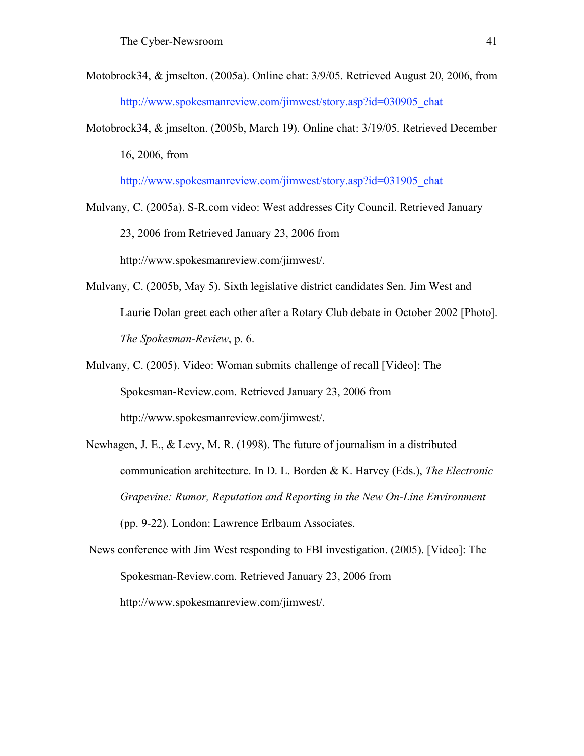Motobrock34, & jmselton. (2005a). Online chat: 3/9/05. Retrieved August 20, 2006, from http://www.spokesmanreview.com/jimwest/story.asp?id=030905_chat

Motobrock34, & jmselton. (2005b, March 19). Online chat: 3/19/05. Retrieved December 16, 2006, from http://www.spokesmanreview.com/jimwest/story.asp?id=031905_chat

Mulvany, C. (2005a). S-R.com video: West addresses City Council. Retrieved January 23, 2006 from Retrieved January 23, 2006 from http://www.spokesmanreview.com/jimwest/.

Mulvany, C. (2005b, May 5). Sixth legislative district candidates Sen. Jim West and Laurie Dolan greet each other after a Rotary Club debate in October 2002 [Photo]. *The Spokesman-Review*, p. 6.

Mulvany, C. (2005). Video: Woman submits challenge of recall [Video]: The Spokesman-Review.com. Retrieved January 23, 2006 from http://www.spokesmanreview.com/jimwest/.

Newhagen, J. E., & Levy, M. R. (1998). The future of journalism in a distributed communication architecture. In D. L. Borden & K. Harvey (Eds.), *The Electronic Grapevine: Rumor, Reputation and Reporting in the New On-Line Environment* (pp. 9-22). London: Lawrence Erlbaum Associates.

News conference with Jim West responding to FBI investigation. (2005). [Video]: The Spokesman-Review.com. Retrieved January 23, 2006 from http://www.spokesmanreview.com/jimwest/.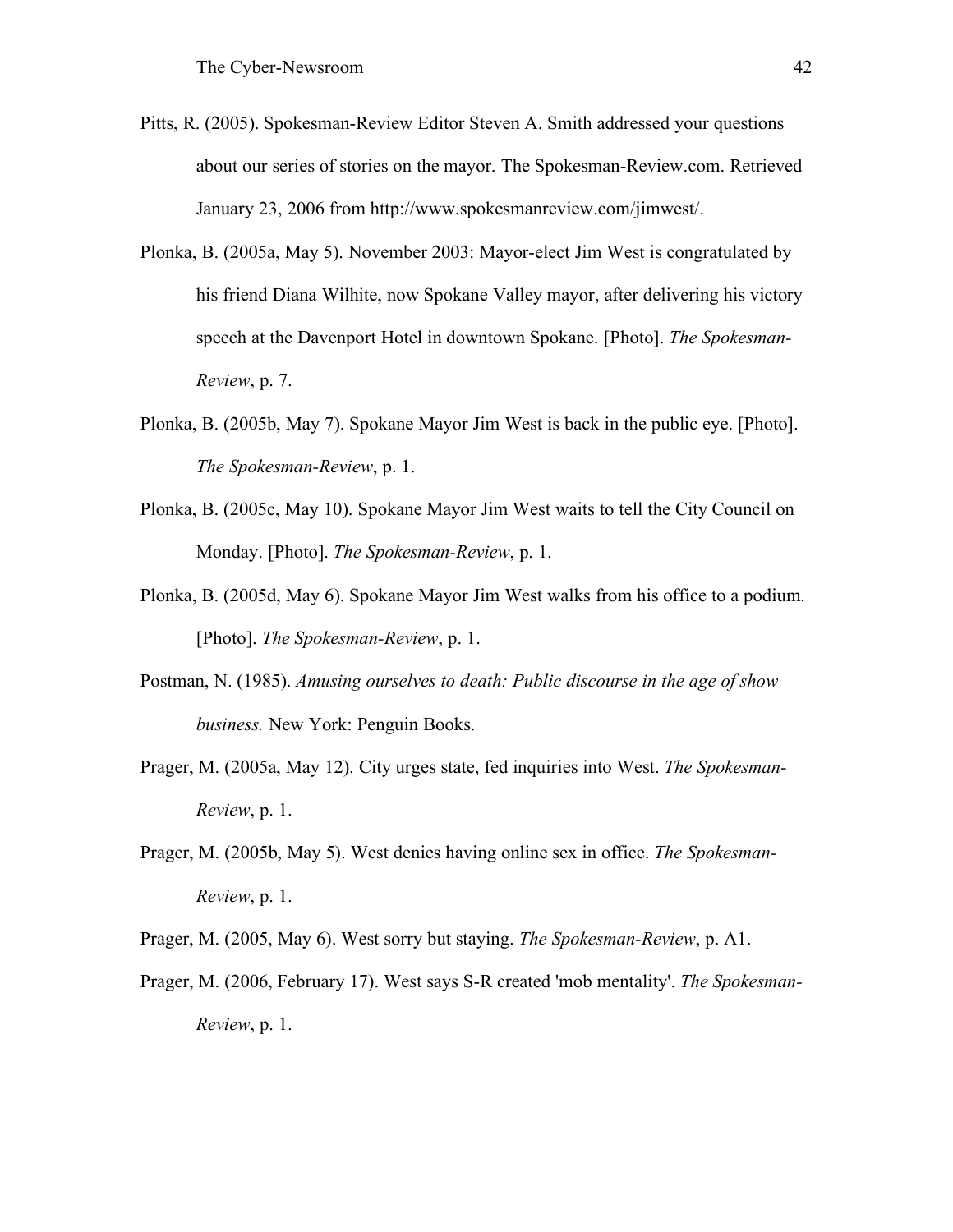Pitts, R. (2005). Spokesman-Review Editor Steven A. Smith addressed your questions about our series of stories on the mayor. The Spokesman-Review.com. Retrieved January 23, 2006 from http://www.spokesmanreview.com/jimwest/.

Plonka, B. (2005a, May 5). November 2003: Mayor-elect Jim West is congratulated by his friend Diana Wilhite, now Spokane Valley mayor, after delivering his victory speech at the Davenport Hotel in downtown Spokane. [Photo]. *The Spokesman-Review*, p. 7.

Plonka, B. (2005b, May 7). Spokane Mayor Jim West is back in the public eye. [Photo]. *The Spokesman-Review*, p. 1.

Plonka, B. (2005c, May 10). Spokane Mayor Jim West waits to tell the City Council on Monday. [Photo]. *The Spokesman-Review*, p. 1.

Plonka, B. (2005d, May 6). Spokane Mayor Jim West walks from his office to a podium. [Photo]. *The Spokesman-Review*, p. 1.

Postman, N. (1985). *Amusing ourselves to death: Public discourse in the age of show business.* New York: Penguin Books.

Prager, M. (2005a, May 12). City urges state, fed inquiries into West. *The Spokesman-Review*, p. 1.

Prager, M. (2005b, May 5). West denies having online sex in office. *The Spokesman-Review*, p. 1.

Prager, M. (2005, May 6). West sorry but staying. *The Spokesman-Review*, p. A1.

Prager, M. (2006, February 17). West says S-R created 'mob mentality'. *The Spokesman-Review*, p. 1.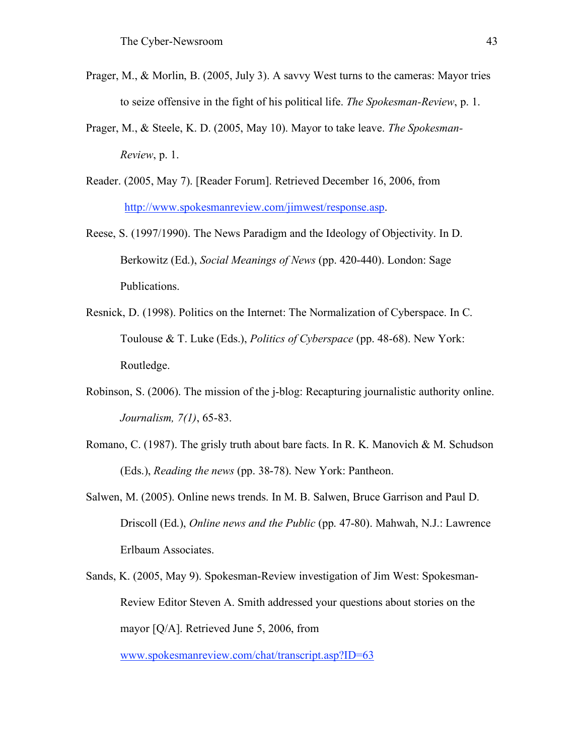Prager, M., & Morlin, B. (2005, July 3). A savvy West turns to the cameras: Mayor tries to seize offensive in the fight of his political life. *The Spokesman-Review*, p. 1.

Prager, M., & Steele, K. D. (2005, May 10). Mayor to take leave. *The Spokesman-Review*, p. 1.

Reader. (2005, May 7). [Reader Forum]. Retrieved December 16, 2006, from http://www.spokesmanreview.com/jimwest/response.asp.

Reese, S. (1997/1990). The News Paradigm and the Ideology of Objectivity. In D. Berkowitz (Ed.), *Social Meanings of News* (pp. 420-440). London: Sage Publications.

Resnick, D. (1998). Politics on the Internet: The Normalization of Cyberspace. In C. Toulouse & T. Luke (Eds.), *Politics of Cyberspace* (pp. 48-68). New York: Routledge.

Robinson, S. (2006). The mission of the j-blog: Recapturing journalistic authority online. *Journalism, 7(1)*, 65-83.

Romano, C. (1987). The grisly truth about bare facts. In R. K. Manovich & M. Schudson (Eds.), *Reading the news* (pp. 38-78). New York: Pantheon.

Salwen, M. (2005). Online news trends. In M. B. Salwen, Bruce Garrison and Paul D. Driscoll (Ed.), *Online news and the Public* (pp. 47-80). Mahwah, N.J.: Lawrence Erlbaum Associates.

Sands, K. (2005, May 9). Spokesman-Review investigation of Jim West: Spokesman-Review Editor Steven A. Smith addressed your questions about stories on the mayor [Q/A]. Retrieved June 5, 2006, from www.spokesmanreview.com/chat/transcript.asp?ID=63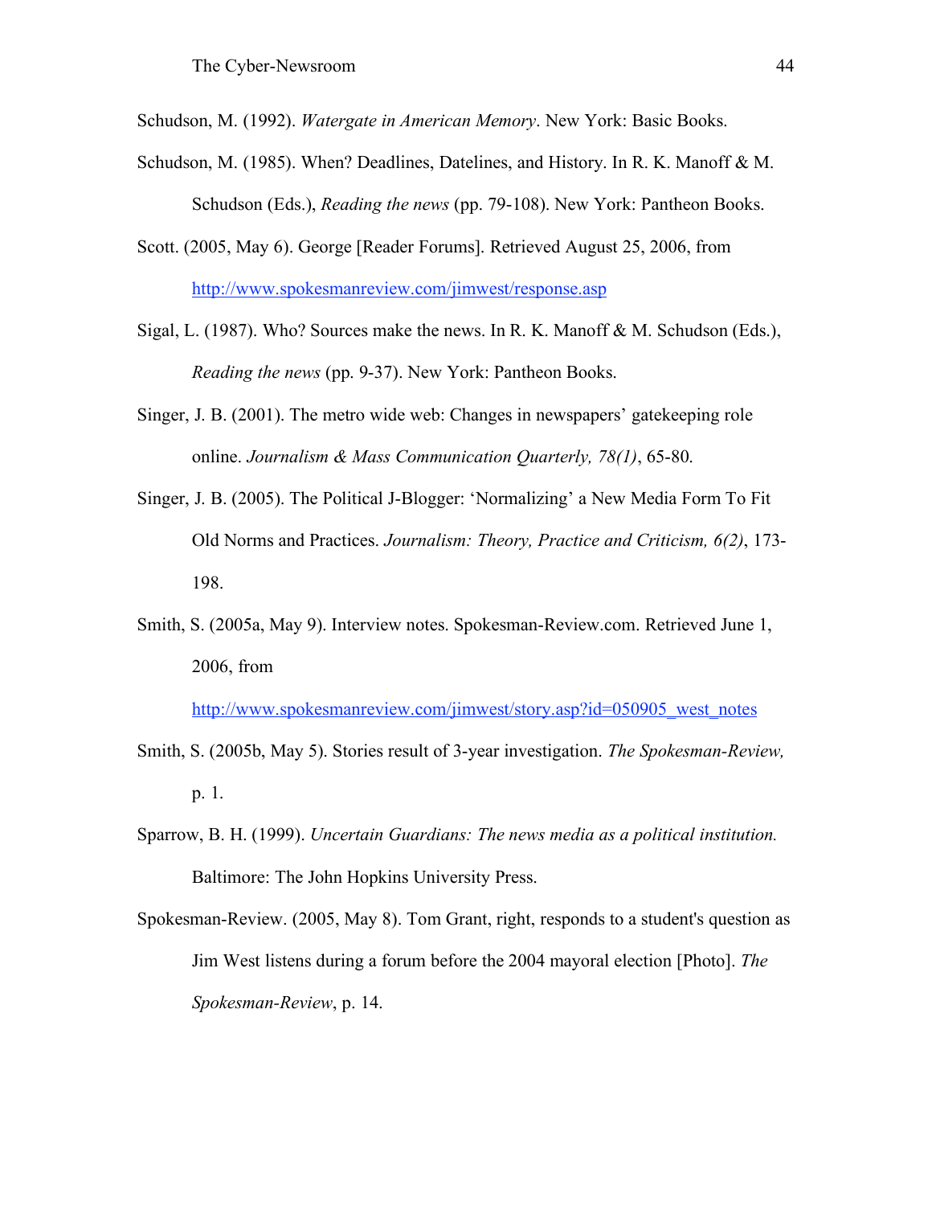Schudson, M. (1992). *Watergate in American Memory*. New York: Basic Books.

Schudson, M. (1985). When? Deadlines, Datelines, and History. In R. K. Manoff & M. Schudson (Eds.), *Reading the news* (pp. 79-108). New York: Pantheon Books.

Scott. (2005, May 6). George [Reader Forums]. Retrieved August 25, 2006, from http://www.spokesmanreview.com/jimwest/response.asp

Sigal, L. (1987). Who? Sources make the news. In R. K. Manoff & M. Schudson (Eds.), *Reading the news* (pp. 9-37). New York: Pantheon Books.

Singer, J. B. (2001). The metro wide web: Changes in newspapers' gatekeeping role online. *Journalism & Mass Communication Quarterly, 78(1)*, 65-80.

Singer, J. B. (2005). The Political J-Blogger: 'Normalizing' a New Media Form To Fit Old Norms and Practices. *Journalism: Theory, Practice and Criticism, 6(2)*, 173-198.

Smith, S. (2005a, May 9). Interview notes. Spokesman-Review.com. Retrieved June 1, 2006, from http://www.spokesmanreview.com/jimwest/story.asp?id=050905_west_notes

Smith, S. (2005b, May 5). Stories result of 3-year investigation. *The Spokesman-Review,* p. 1.

Sparrow, B. H. (1999). *Uncertain Guardians: The news media as a political institution.* Baltimore: The John Hopkins University Press.

Spokesman-Review. (2005, May 8). Tom Grant, right, responds to a student's question as Jim West listens during a forum before the 2004 mayoral election [Photo]. *The Spokesman-Review*, p. 14.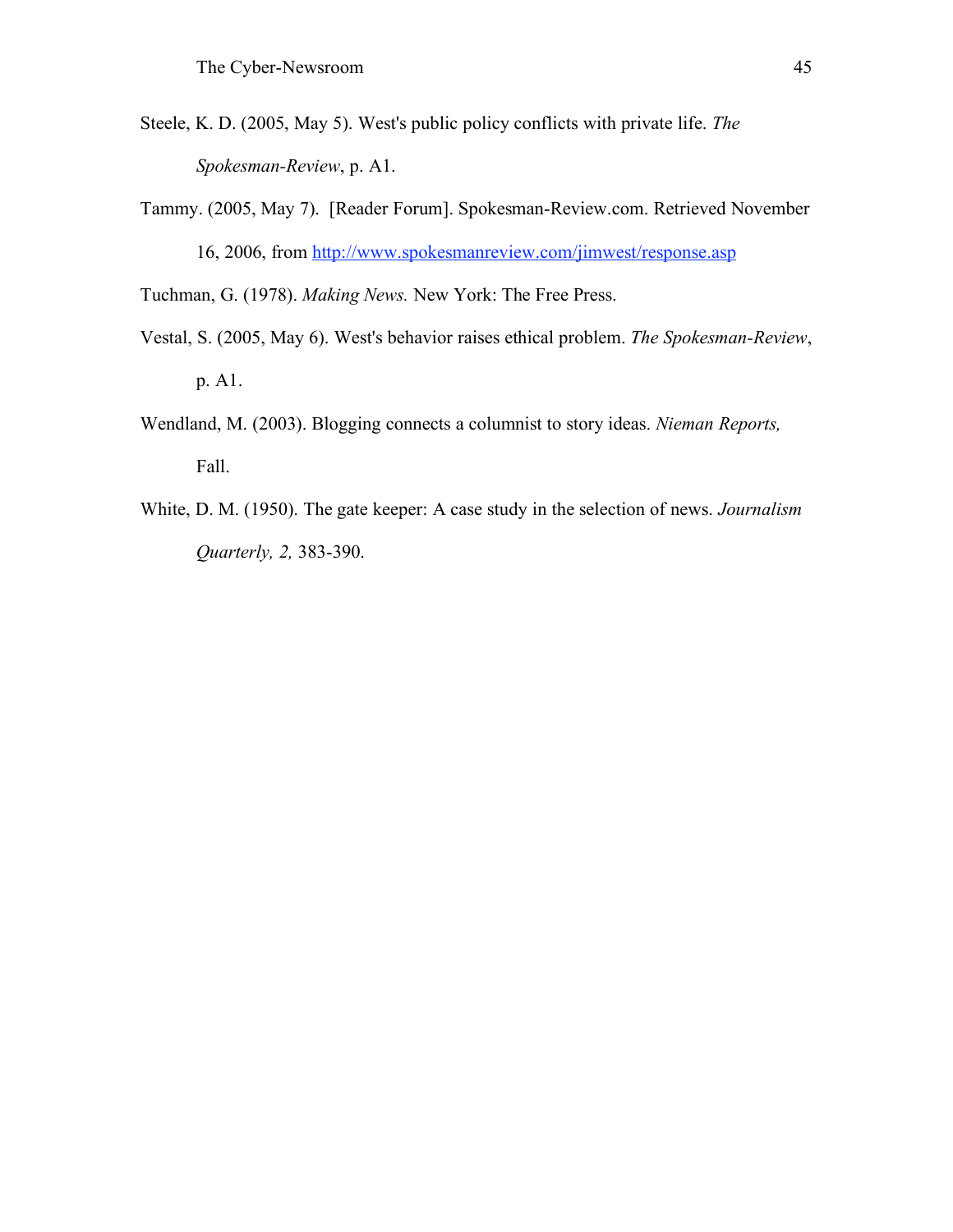Steele, K. D. (2005, May 5). West's public policy conflicts with private life. *The Spokesman-Review*, p. A1.

Tammy. (2005, May 7). [Reader Forum]. Spokesman-Review.com. Retrieved November 16, 2006, from http://www.spokesmanreview.com/jimwest/response.asp

Tuchman, G. (1978). *Making News.* New York: The Free Press.

Vestal, S. (2005, May 6). West's behavior raises ethical problem. *The Spokesman-Review*, p. A1.

Wendland, M. (2003). Blogging connects a columnist to story ideas. *Nieman Reports,* Fall.

White, D. M. (1950). The gate keeper: A case study in the selection of news. *Journalism Quarterly, 2,* 383-390.